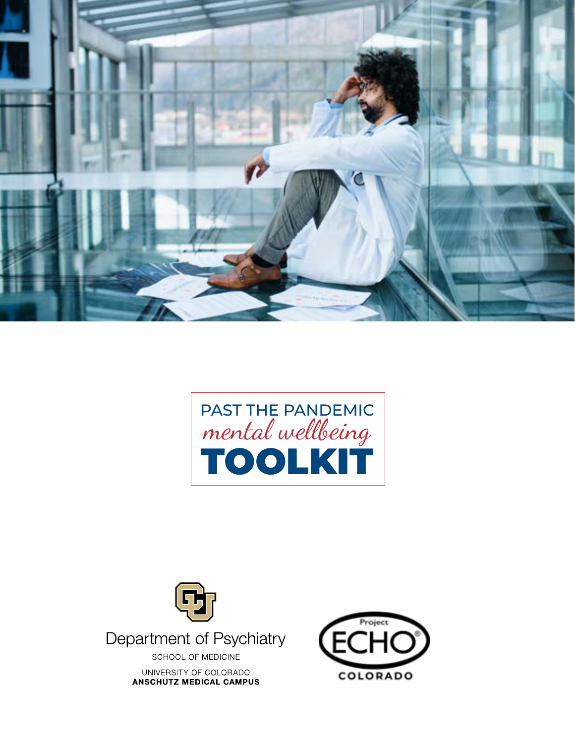# PAST THE PANDEMIC *mental wellbeing* TOOLKIT

Department of Psychiatry

SCHOOL OF MEDICINE

UNIVERSITY OF COLORADO
**ANSCHUTZ MEDICAL CAMPUS**

Project ECHO® COLORADO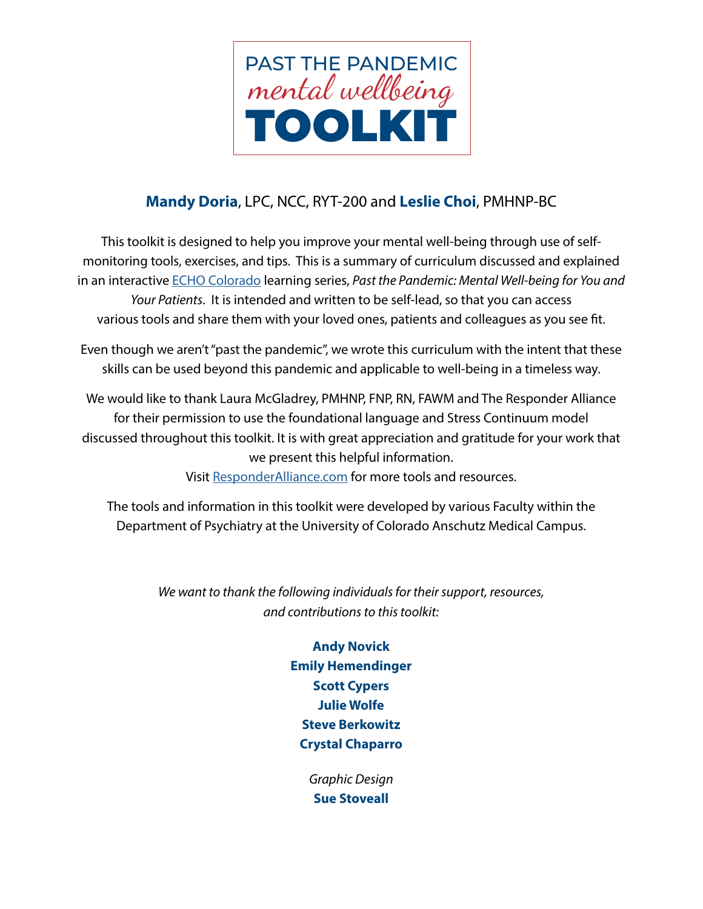# PAST THE PANDEMIC *mental wellbeing* TOOLKIT

**Mandy Doria**, LPC, NCC, RYT-200 and **Leslie Choi**, PMHNP-BC

This toolkit is designed to help you improve your mental well-being through use of self-monitoring tools, exercises, and tips. This is a summary of curriculum discussed and explained in an interactive ECHO Colorado learning series, *Past the Pandemic: Mental Well-being for You and Your Patients*. It is intended and written to be self-lead, so that you can access various tools and share them with your loved ones, patients and colleagues as you see fit.

Even though we aren't "past the pandemic", we wrote this curriculum with the intent that these skills can be used beyond this pandemic and applicable to well-being in a timeless way.

We would like to thank Laura McGladrey, PMHNP, FNP, RN, FAWM and The Responder Alliance for their permission to use the foundational language and Stress Continuum model discussed throughout this toolkit. It is with great appreciation and gratitude for your work that we present this helpful information.
Visit ResponderAlliance.com for more tools and resources.

The tools and information in this toolkit were developed by various Faculty within the Department of Psychiatry at the University of Colorado Anschutz Medical Campus.

*We want to thank the following individuals for their support, resources, and contributions to this toolkit:*

**Andy Novick**
**Emily Hemendinger**
**Scott Cypers**
**Julie Wolfe**
**Steve Berkowitz**
**Crystal Chaparro**

*Graphic Design*
**Sue Stoveall**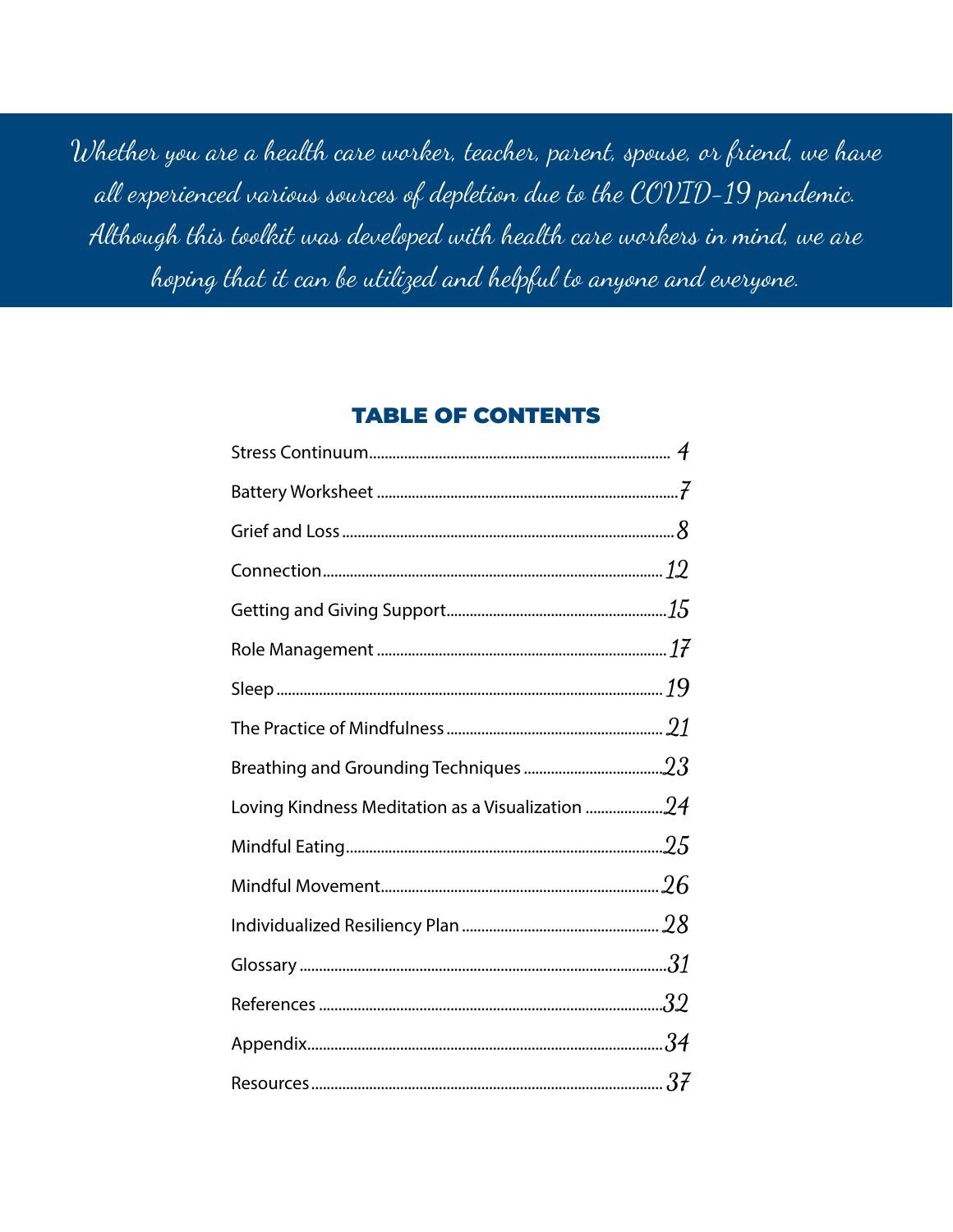*Whether you are a health care worker, teacher, parent, spouse, or friend, we have all experienced various sources of depletion due to the COVID-19 pandemic. Although this toolkit was developed with health care workers in mind, we are hoping that it can be utilized and helpful to anyone and everyone.*

## TABLE OF CONTENTS

| Section | Page |
|---|---|
| Stress Continuum | 4 |
| Battery Worksheet | 7 |
| Grief and Loss | 8 |
| Connection | 12 |
| Getting and Giving Support | 15 |
| Role Management | 17 |
| Sleep | 19 |
| The Practice of Mindfulness | 21 |
| Breathing and Grounding Techniques | 23 |
| Loving Kindness Meditation as a Visualization | 24 |
| Mindful Eating | 25 |
| Mindful Movement | 26 |
| Individualized Resiliency Plan | 28 |
| Glossary | 31 |
| References | 32 |
| Appendix | 34 |
| Resources | 37 |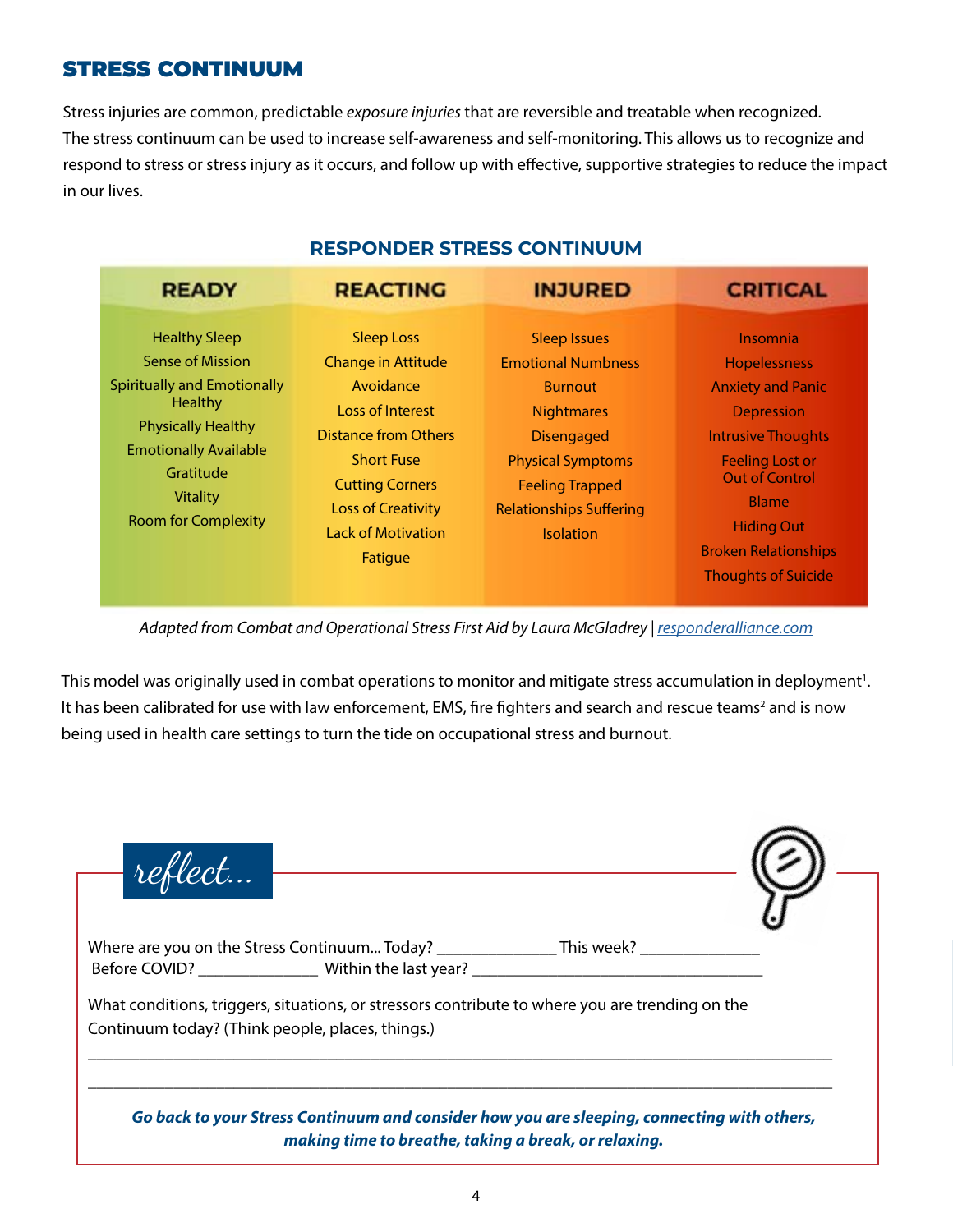## STRESS CONTINUUM

Stress injuries are common, predictable *exposure injuries* that are reversible and treatable when recognized. The stress continuum can be used to increase self-awareness and self-monitoring. This allows us to recognize and respond to stress or stress injury as it occurs, and follow up with effective, supportive strategies to reduce the impact in our lives.

### RESPONDER STRESS CONTINUUM

| READY | REACTING | INJURED | CRITICAL |
|---|---|---|---|
| Healthy Sleep | Sleep Loss | Sleep Issues | Insomnia |
| Sense of Mission | Change in Attitude | Emotional Numbness | Hopelessness |
| Spiritually and Emotionally Healthy | Avoidance | Burnout | Anxiety and Panic |
| Physically Healthy | Loss of Interest | Nightmares | Depression |
| Emotionally Available | Distance from Others | Disengaged | Intrusive Thoughts |
| Gratitude | Short Fuse | Physical Symptoms | Feeling Lost or Out of Control |
| Vitality | Cutting Corners | Feeling Trapped | Blame |
| Room for Complexity | Loss of Creativity | Relationships Suffering | Hiding Out |
| | Lack of Motivation | Isolation | Broken Relationships |
| | Fatigue | | Thoughts of Suicide |

*Adapted from Combat and Operational Stress First Aid by Laura McGladrey | responderalliance.com*

This model was originally used in combat operations to monitor and mitigate stress accumulation in deployment[1]. It has been calibrated for use with law enforcement, EMS, fire fighters and search and rescue teams[2] and is now being used in health care settings to turn the tide on occupational stress and burnout.

*reflect...*

Where are you on the Stress Continuum... Today? ______________ This week? ______________
Before COVID? ______________ Within the last year? ____________________________________

What conditions, triggers, situations, or stressors contribute to where you are trending on the Continuum today? (Think people, places, things.)

___________________________________________________________________________

___________________________________________________________________________

***Go back to your Stress Continuum and consider how you are sleeping, connecting with others, making time to breathe, taking a break, or relaxing.***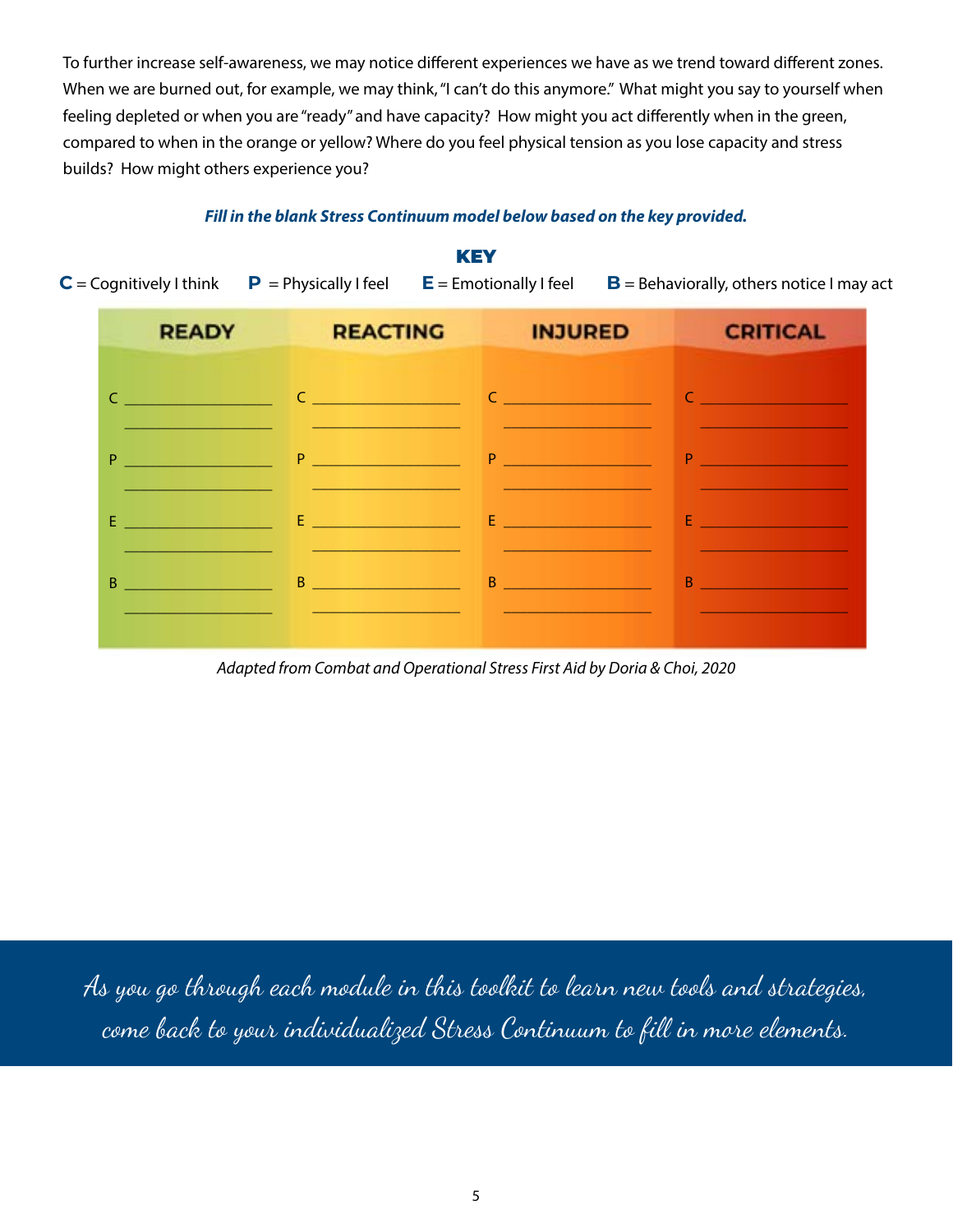To further increase self-awareness, we may notice different experiences we have as we trend toward different zones. When we are burned out, for example, we may think, "I can't do this anymore." What might you say to yourself when feeling depleted or when you are "ready" and have capacity? How might you act differently when in the green, compared to when in the orange or yellow? Where do you feel physical tension as you lose capacity and stress builds? How might others experience you?

***Fill in the blank Stress Continuum model below based on the key provided.***

**KEY**

**C** = Cognitively I think **P** = Physically I feel **E** = Emotionally I feel **B** = Behaviorally, others notice I may act

| READY | REACTING | INJURED | CRITICAL |
|---|---|---|---|
| C ________________ ________________ | C ________________ ________________ | C ________________ ________________ | C ________________ ________________ |
| P ________________ ________________ | P ________________ ________________ | P ________________ ________________ | P ________________ ________________ |
| E ________________ ________________ | E ________________ ________________ | E ________________ ________________ | E ________________ ________________ |
| B ________________ ________________ | B ________________ ________________ | B ________________ ________________ | B ________________ ________________ |

*Adapted from Combat and Operational Stress First Aid by Doria & Choi, 2020*

*As you go through each module in this toolkit to learn new tools and strategies, come back to your individualized Stress Continuum to fill in more elements.*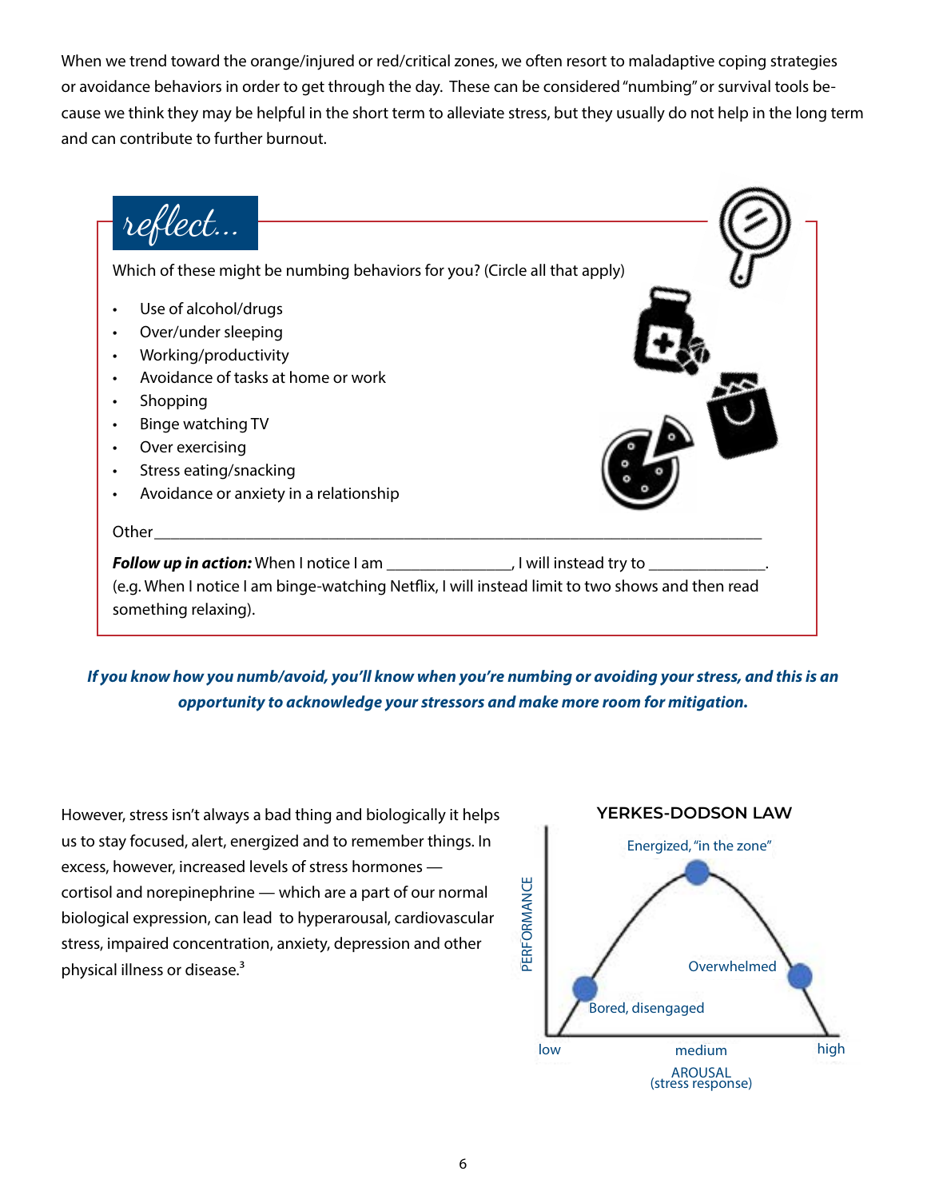When we trend toward the orange/injured or red/critical zones, we often resort to maladaptive coping strategies or avoidance behaviors in order to get through the day. These can be considered "numbing" or survival tools because we think they may be helpful in the short term to alleviate stress, but they usually do not help in the long term and can contribute to further burnout.

## reflect...

Which of these might be numbing behaviors for you? (Circle all that apply)

- Use of alcohol/drugs
- Over/under sleeping
- Working/productivity
- Avoidance of tasks at home or work
- Shopping
- Binge watching TV
- Over exercising
- Stress eating/snacking
- Avoidance or anxiety in a relationship

Other___________________________________________________________________________

***Follow up in action:*** When I notice I am _______________, I will instead try to ______________. (e.g. When I notice I am binge-watching Netflix, I will instead limit to two shows and then read something relaxing).

***If you know how you numb/avoid, you'll know when you're numbing or avoiding your stress, and this is an opportunity to acknowledge your stressors and make more room for mitigation.***

However, stress isn't always a bad thing and biologically it helps us to stay focused, alert, energized and to remember things. In excess, however, increased levels of stress hormones — cortisol and norepinephrine — which are a part of our normal biological expression, can lead to hyperarousal, cardiovascular stress, impaired concentration, anxiety, depression and other physical illness or disease.[3]

**YERKES-DODSON LAW**

PERFORMANCE

Energized, "in the zone"

Overwhelmed

Bored, disengaged

low medium high

AROUSAL (stress response)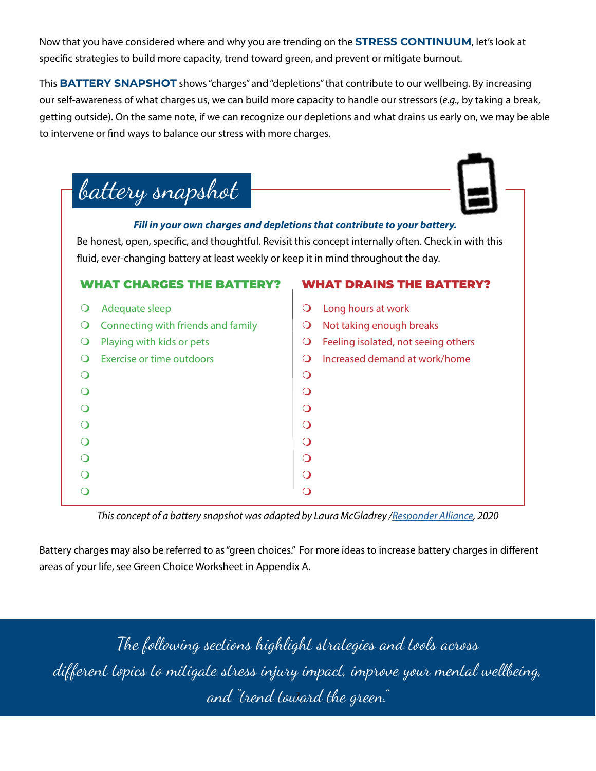Now that you have considered where and why you are trending on the **STRESS CONTINUUM**, let's look at specific strategies to build more capacity, trend toward green, and prevent or mitigate burnout.

This **BATTERY SNAPSHOT** shows "charges" and "depletions" that contribute to our wellbeing. By increasing our self-awareness of what charges us, we can build more capacity to handle our stressors (*e.g.,* by taking a break, getting outside). On the same note, if we can recognize our depletions and what drains us early on, we may be able to intervene or find ways to balance our stress with more charges.

## battery snapshot

***Fill in your own charges and depletions that contribute to your battery.***

Be honest, open, specific, and thoughtful. Revisit this concept internally often. Check in with this fluid, ever-changing battery at least weekly or keep it in mind throughout the day.

### WHAT CHARGES THE BATTERY?

- ❍ Adequate sleep
- ❍ Connecting with friends and family
- ❍ Playing with kids or pets
- ❍ Exercise or time outdoors
- ❍
- ❍
- ❍
- ❍
- ❍
- ❍
- ❍
- ❍

### WHAT DRAINS THE BATTERY?

- ❍ Long hours at work
- ❍ Not taking enough breaks
- ❍ Feeling isolated, not seeing others
- ❍ Increased demand at work/home
- ❍
- ❍
- ❍
- ❍
- ❍
- ❍
- ❍
- ❍

*This concept of a battery snapshot was adapted by Laura McGladrey /Responder Alliance, 2020*

Battery charges may also be referred to as "green choices." For more ideas to increase battery charges in different areas of your life, see Green Choice Worksheet in Appendix A.

*The following sections highlight strategies and tools across different topics to mitigate stress injury impact, improve your mental wellbeing, and "trend toward the green."*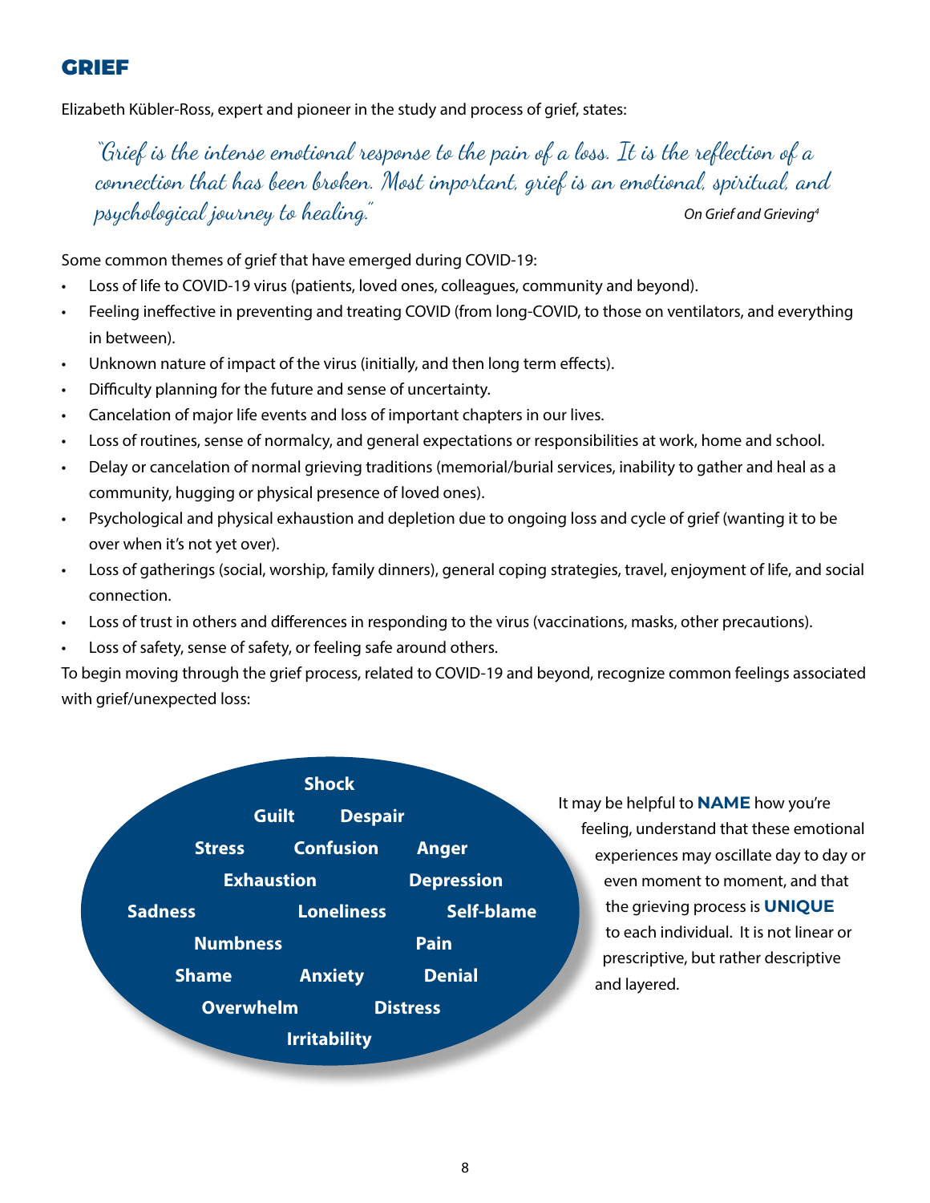## GRIEF

Elizabeth Kübler-Ross, expert and pioneer in the study and process of grief, states:

> *"Grief is the intense emotional response to the pain of a loss. It is the reflection of a connection that has been broken. Most important, grief is an emotional, spiritual, and psychological journey to healing."* *On Grief and Grieving*[4]

Some common themes of grief that have emerged during COVID-19:

- Loss of life to COVID-19 virus (patients, loved ones, colleagues, community and beyond).
- Feeling ineffective in preventing and treating COVID (from long-COVID, to those on ventilators, and everything in between).
- Unknown nature of impact of the virus (initially, and then long term effects).
- Difficulty planning for the future and sense of uncertainty.
- Cancelation of major life events and loss of important chapters in our lives.
- Loss of routines, sense of normalcy, and general expectations or responsibilities at work, home and school.
- Delay or cancelation of normal grieving traditions (memorial/burial services, inability to gather and heal as a community, hugging or physical presence of loved ones).
- Psychological and physical exhaustion and depletion due to ongoing loss and cycle of grief (wanting it to be over when it's not yet over).
- Loss of gatherings (social, worship, family dinners), general coping strategies, travel, enjoyment of life, and social connection.
- Loss of trust in others and differences in responding to the virus (vaccinations, masks, other precautions).
- Loss of safety, sense of safety, or feeling safe around others.

To begin moving through the grief process, related to COVID-19 and beyond, recognize common feelings associated with grief/unexpected loss:

**Shock**
**Guilt** **Despair**
**Stress** **Confusion** **Anger**
**Exhaustion** **Depression**
**Sadness** **Loneliness** **Self-blame**
**Numbness** **Pain**
**Shame** **Anxiety** **Denial**
**Overwhelm** **Distress**
**Irritability**

It may be helpful to **NAME** how you're feeling, understand that these emotional experiences may oscillate day to day or even moment to moment, and that the grieving process is **UNIQUE** to each individual. It is not linear or prescriptive, but rather descriptive and layered.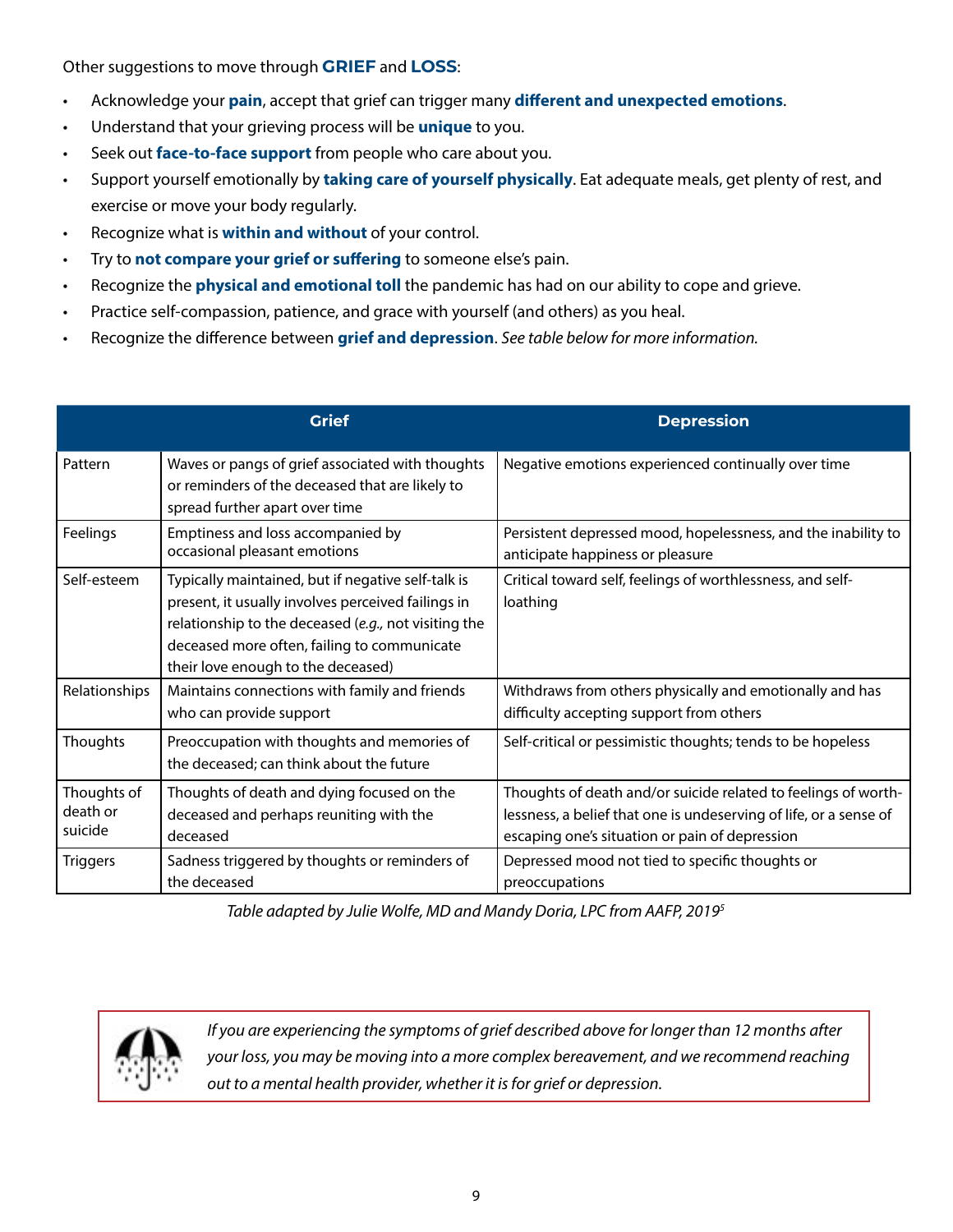Other suggestions to move through **GRIEF** and **LOSS**:

- Acknowledge your **pain**, accept that grief can trigger many **different and unexpected emotions**.
- Understand that your grieving process will be **unique** to you.
- Seek out **face-to-face support** from people who care about you.
- Support yourself emotionally by **taking care of yourself physically**. Eat adequate meals, get plenty of rest, and exercise or move your body regularly.
- Recognize what is **within and without** of your control.
- Try to **not compare your grief or suffering** to someone else's pain.
- Recognize the **physical and emotional toll** the pandemic has had on our ability to cope and grieve.
- Practice self-compassion, patience, and grace with yourself (and others) as you heal.
- Recognize the difference between **grief and depression**. *See table below for more information.*

| | Grief | Depression |
|---|---|---|
| Pattern | Waves or pangs of grief associated with thoughts or reminders of the deceased that are likely to spread further apart over time | Negative emotions experienced continually over time |
| Feelings | Emptiness and loss accompanied by occasional pleasant emotions | Persistent depressed mood, hopelessness, and the inability to anticipate happiness or pleasure |
| Self-esteem | Typically maintained, but if negative self-talk is present, it usually involves perceived failings in relationship to the deceased (*e.g.,* not visiting the deceased more often, failing to communicate their love enough to the deceased) | Critical toward self, feelings of worthlessness, and self-loathing |
| Relationships | Maintains connections with family and friends who can provide support | Withdraws from others physically and emotionally and has difficulty accepting support from others |
| Thoughts | Preoccupation with thoughts and memories of the deceased; can think about the future | Self-critical or pessimistic thoughts; tends to be hopeless |
| Thoughts of death or suicide | Thoughts of death and dying focused on the deceased and perhaps reuniting with the deceased | Thoughts of death and/or suicide related to feelings of worthlessness, a belief that one is undeserving of life, or a sense of escaping one's situation or pain of depression |
| Triggers | Sadness triggered by thoughts or reminders of the deceased | Depressed mood not tied to specific thoughts or preoccupations |

*Table adapted by Julie Wolfe, MD and Mandy Doria, LPC from AAFP, 2019*[5]

*If you are experiencing the symptoms of grief described above for longer than 12 months after your loss, you may be moving into a more complex bereavement, and we recommend reaching out to a mental health provider, whether it is for grief or depression.*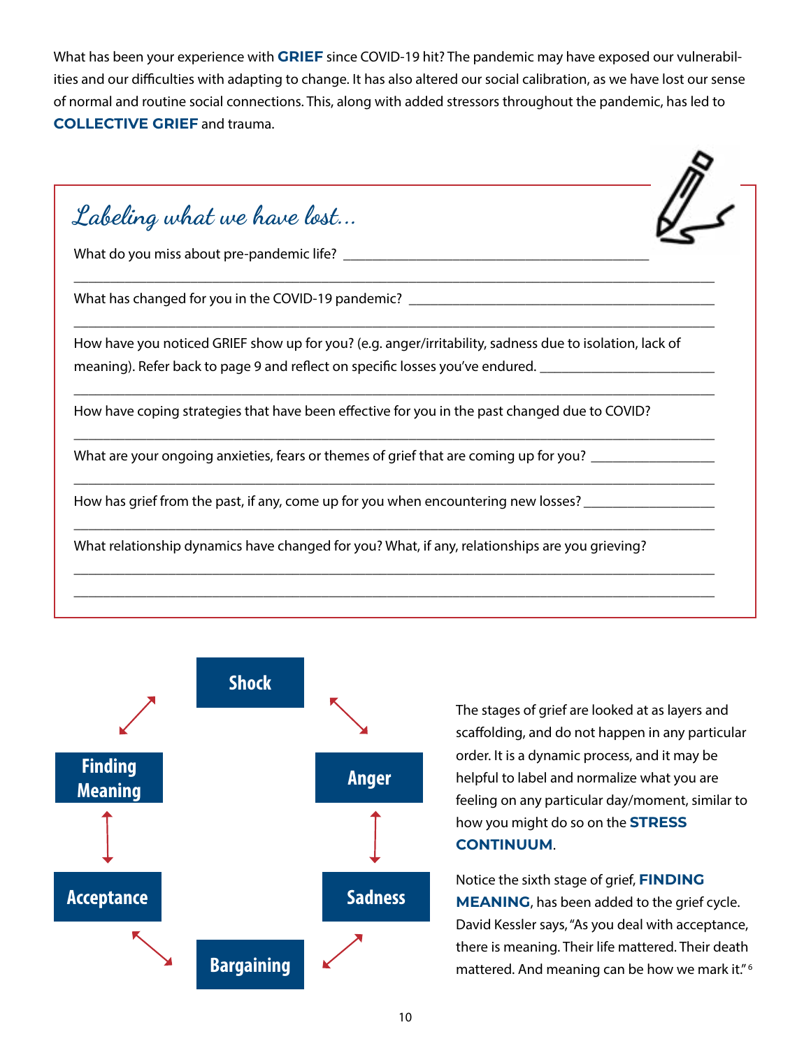What has been your experience with **GRIEF** since COVID-19 hit? The pandemic may have exposed our vulnerabilities and our difficulties with adapting to change. It has also altered our social calibration, as we have lost our sense of normal and routine social connections. This, along with added stressors throughout the pandemic, has led to **COLLECTIVE GRIEF** and trauma.

## *Labeling what we have lost...*

What do you miss about pre-pandemic life? ____________________________________________

_____________________________________________________________________________

What has changed for you in the COVID-19 pandemic? ____________________________________

_____________________________________________________________________________

How have you noticed GRIEF show up for you? (e.g. anger/irritability, sadness due to isolation, lack of meaning). Refer back to page 9 and reflect on specific losses you've endured. ____________________

_____________________________________________________________________________

How have coping strategies that have been effective for you in the past changed due to COVID?

_____________________________________________________________________________

What are your ongoing anxieties, fears or themes of grief that are coming up for you? ______________

_____________________________________________________________________________

How has grief from the past, if any, come up for you when encountering new losses? _______________

_____________________________________________________________________________

What relationship dynamics have changed for you? What, if any, relationships are you grieving?

_____________________________________________________________________________

_____________________________________________________________________________

Shock ↔ Anger ↔ Sadness ↔ Bargaining ↔ Acceptance ↔ Finding Meaning ↔ Shock

The stages of grief are looked at as layers and scaffolding, and do not happen in any particular order. It is a dynamic process, and it may be helpful to label and normalize what you are feeling on any particular day/moment, similar to how you might do so on the **STRESS CONTINUUM**.

Notice the sixth stage of grief, **FINDING MEANING**, has been added to the grief cycle. David Kessler says, "As you deal with acceptance, there is meaning. Their life mattered. Their death mattered. And meaning can be how we mark it."[6]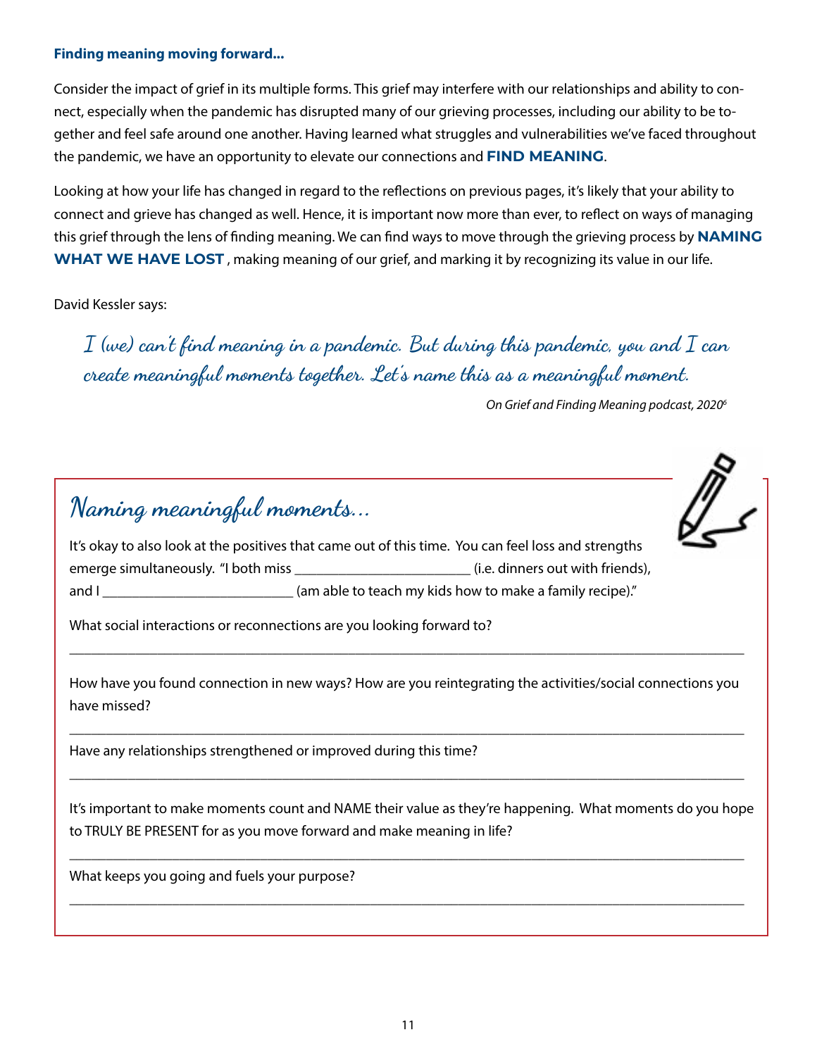### Finding meaning moving forward...

Consider the impact of grief in its multiple forms. This grief may interfere with our relationships and ability to connect, especially when the pandemic has disrupted many of our grieving processes, including our ability to be together and feel safe around one another. Having learned what struggles and vulnerabilities we've faced throughout the pandemic, we have an opportunity to elevate our connections and **FIND MEANING**.

Looking at how your life has changed in regard to the reflections on previous pages, it's likely that your ability to connect and grieve has changed as well. Hence, it is important now more than ever, to reflect on ways of managing this grief through the lens of finding meaning. We can find ways to move through the grieving process by **NAMING WHAT WE HAVE LOST** , making meaning of our grief, and marking it by recognizing its value in our life.

David Kessler says:

> *I (we) can't find meaning in a pandemic. But during this pandemic, you and I can create meaningful moments together. Let's name this as a meaningful moment.*
>
> *On Grief and Finding Meaning podcast, 2020*[6]

## Naming meaningful moments...

It's okay to also look at the positives that came out of this time. You can feel loss and strengths emerge simultaneously. "I both miss ________________________ (i.e. dinners out with friends), and I __________________________ (am able to teach my kids how to make a family recipe)."

What social interactions or reconnections are you looking forward to?

______________________________________________________________________________

How have you found connection in new ways? How are you reintegrating the activities/social connections you have missed?

______________________________________________________________________________

Have any relationships strengthened or improved during this time?

______________________________________________________________________________

It's important to make moments count and NAME their value as they're happening. What moments do you hope to TRULY BE PRESENT for as you move forward and make meaning in life?

______________________________________________________________________________

What keeps you going and fuels your purpose?

______________________________________________________________________________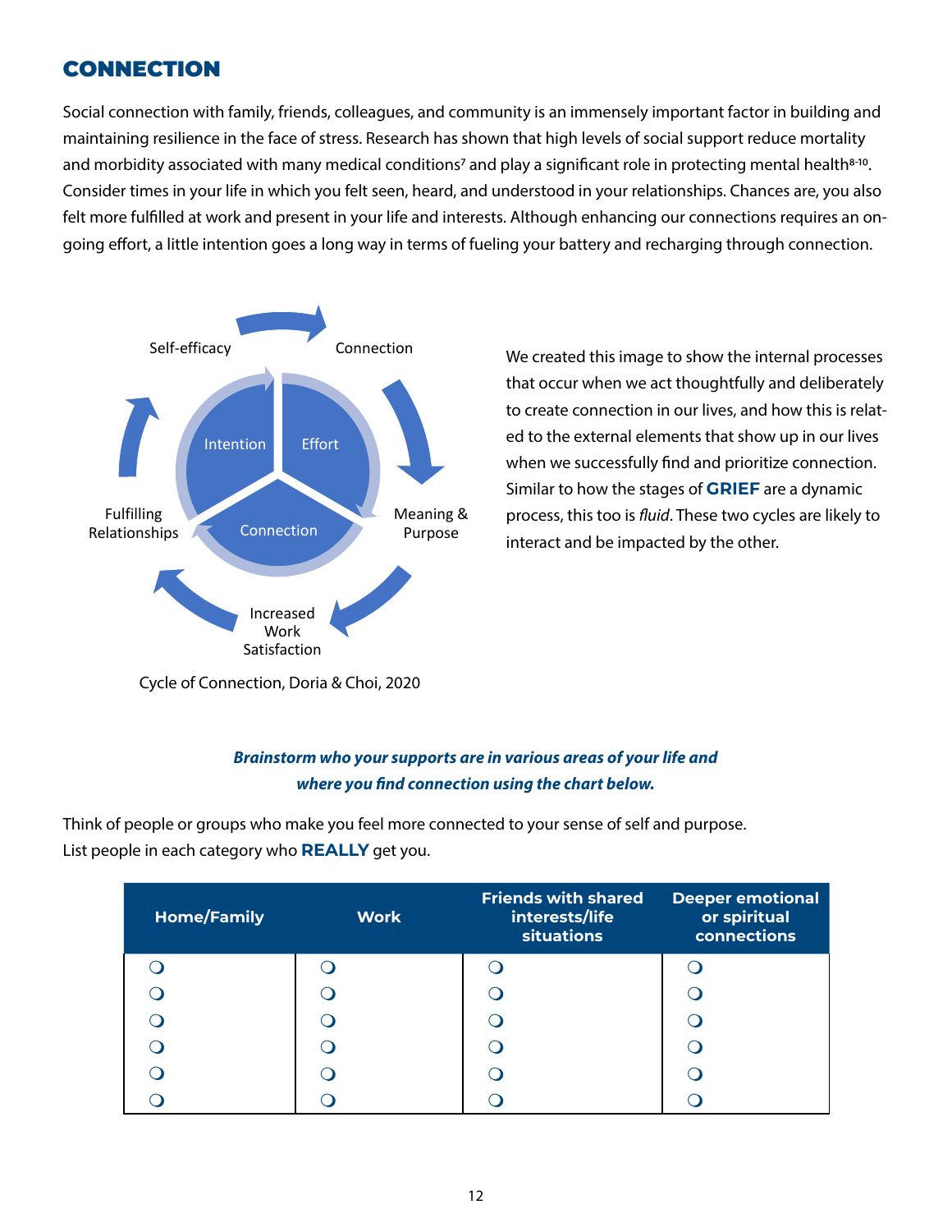## CONNECTION

Social connection with family, friends, colleagues, and community is an immensely important factor in building and maintaining resilience in the face of stress. Research has shown that high levels of social support reduce mortality and morbidity associated with many medical conditions[7] and play a significant role in protecting mental health[8-10]. Consider times in your life in which you felt seen, heard, and understood in your relationships. Chances are, you also felt more fulfilled at work and present in your life and interests. Although enhancing our connections requires an on-going effort, a little intention goes a long way in terms of fueling your battery and recharging through connection.

Self-efficacy → Connection → Meaning & Purpose → Increased Work Satisfaction → Fulfilling Relationships → Self-efficacy

(Center: Intention, Effort, Connection)

Cycle of Connection, Doria & Choi, 2020

We created this image to show the internal processes that occur when we act thoughtfully and deliberately to create connection in our lives, and how this is related to the external elements that show up in our lives when we successfully find and prioritize connection. Similar to how the stages of **GRIEF** are a dynamic process, this too is *fluid*. These two cycles are likely to interact and be impacted by the other.

***Brainstorm who your supports are in various areas of your life and where you find connection using the chart below.***

Think of people or groups who make you feel more connected to your sense of self and purpose. List people in each category who **REALLY** get you.

| Home/Family | Work | Friends with shared interests/life situations | Deeper emotional or spiritual connections |
|---|---|---|---|
| ❍ | ❍ | ❍ | ❍ |
| ❍ | ❍ | ❍ | ❍ |
| ❍ | ❍ | ❍ | ❍ |
| ❍ | ❍ | ❍ | ❍ |
| ❍ | ❍ | ❍ | ❍ |
| ❍ | ❍ | ❍ | ❍ |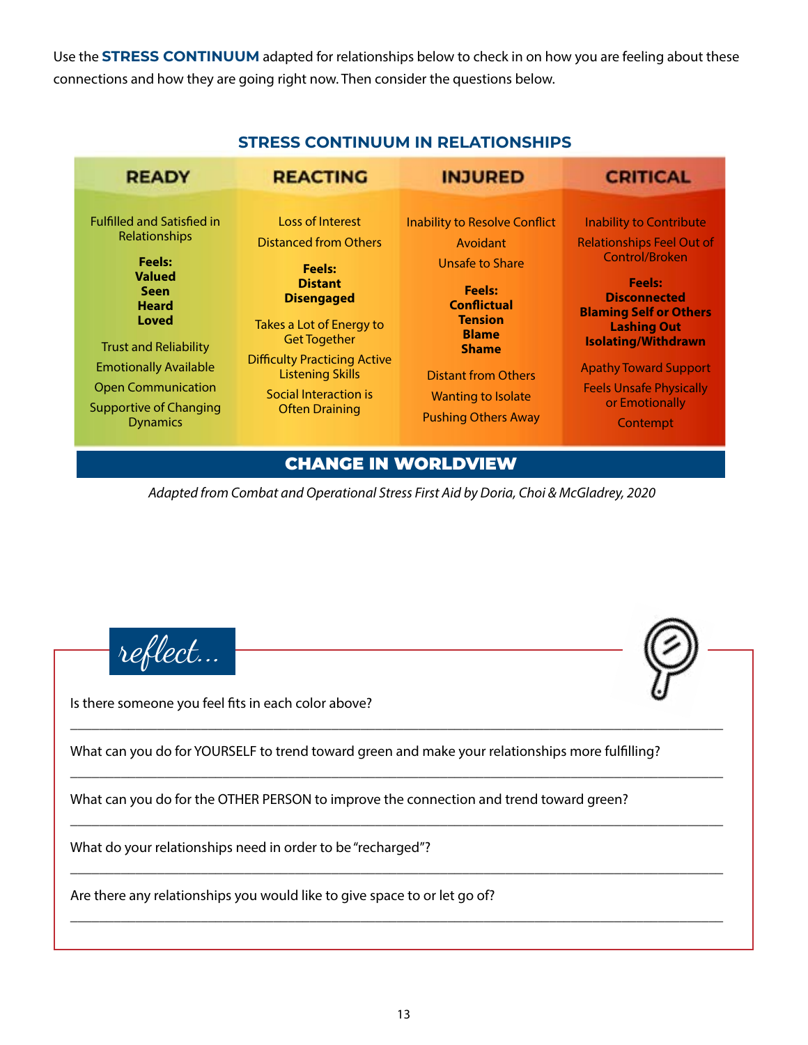Use the **STRESS CONTINUUM** adapted for relationships below to check in on how you are feeling about these connections and how they are going right now. Then consider the questions below.

## STRESS CONTINUUM IN RELATIONSHIPS

| READY | REACTING | INJURED | CRITICAL |
|---|---|---|---|
| Fulfilled and Satisfied in Relationships | Loss of Interest | Inability to Resolve Conflict | Inability to Contribute |
| **Feels:** | Distanced from Others | Avoidant | Relationships Feel Out of Control/Broken |
| **Valued** | **Feels:** | Unsafe to Share | **Feels:** |
| **Seen** | **Distant** | **Feels:** | **Disconnected** |
| **Heard** | **Disengaged** | **Conflictual** | **Blaming Self or Others** |
| **Loved** | Takes a Lot of Energy to Get Together | **Tension** | **Lashing Out** |
| Trust and Reliability | Difficulty Practicing Active Listening Skills | **Blame** | **Isolating/Withdrawn** |
| Emotionally Available | Social Interaction is Often Draining | **Shame** | Apathy Toward Support |
| Open Communication | | Distant from Others | Feels Unsafe Physically or Emotionally |
| Supportive of Changing Dynamics | | Wanting to Isolate | Contempt |
| | | Pushing Others Away | |

**CHANGE IN WORLDVIEW**

*Adapted from Combat and Operational Stress First Aid by Doria, Choi & McGladrey, 2020*

## reflect...

Is there someone you feel fits in each color above?

___________________________________________________________________________

What can you do for YOURSELF to trend toward green and make your relationships more fulfilling?

___________________________________________________________________________

What can you do for the OTHER PERSON to improve the connection and trend toward green?

___________________________________________________________________________

What do your relationships need in order to be "recharged"?

___________________________________________________________________________

Are there any relationships you would like to give space to or let go of?

___________________________________________________________________________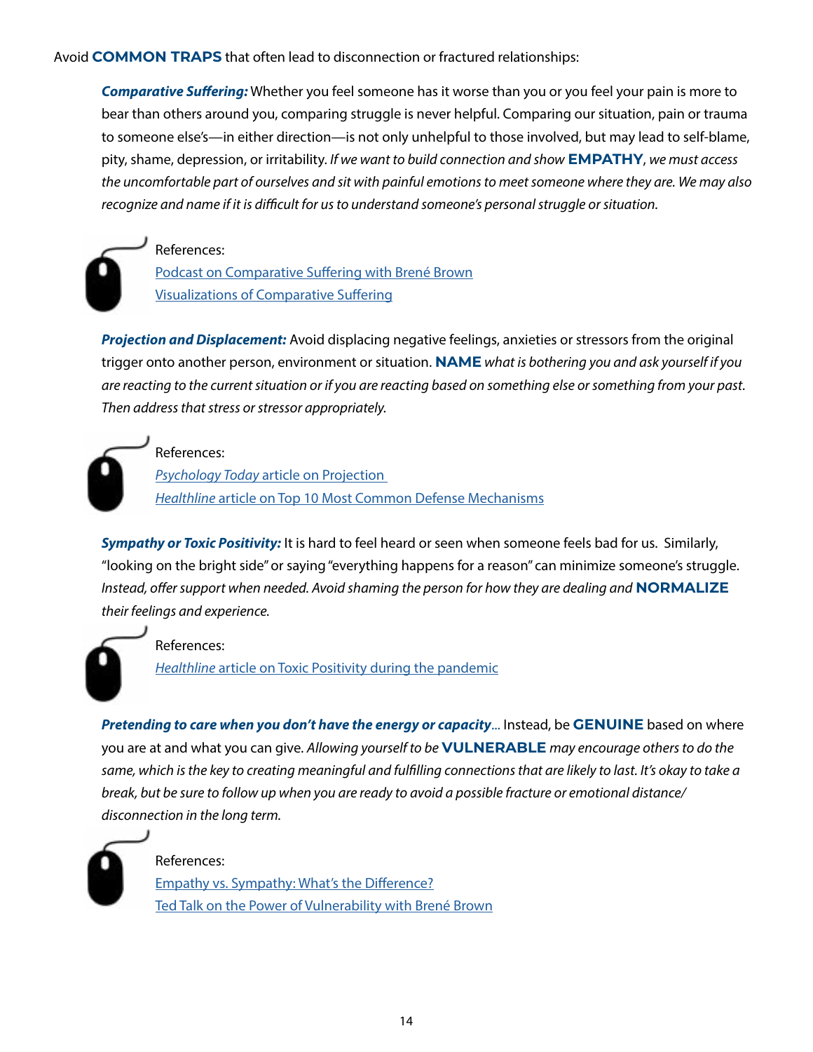Avoid **COMMON TRAPS** that often lead to disconnection or fractured relationships:

***Comparative Suffering:*** Whether you feel someone has it worse than you or you feel your pain is more to bear than others around you, comparing struggle is never helpful. Comparing our situation, pain or trauma to someone else's—in either direction—is not only unhelpful to those involved, but may lead to self-blame, pity, shame, depression, or irritability. *If we want to build connection and show* **EMPATHY**, *we must access the uncomfortable part of ourselves and sit with painful emotions to meet someone where they are. We may also recognize and name if it is difficult for us to understand someone's personal struggle or situation.*

References:
Podcast on Comparative Suffering with Brené Brown
Visualizations of Comparative Suffering

***Projection and Displacement:*** Avoid displacing negative feelings, anxieties or stressors from the original trigger onto another person, environment or situation. **NAME** *what is bothering you and ask yourself if you are reacting to the current situation or if you are reacting based on something else or something from your past. Then address that stress or stressor appropriately.*

References:
*Psychology Today* article on Projection
*Healthline* article on Top 10 Most Common Defense Mechanisms

***Sympathy or Toxic Positivity:*** It is hard to feel heard or seen when someone feels bad for us. Similarly, "looking on the bright side" or saying "everything happens for a reason" can minimize someone's struggle. *Instead, offer support when needed. Avoid shaming the person for how they are dealing and* **NORMALIZE** *their feelings and experience.*

References:
*Healthline* article on Toxic Positivity during the pandemic

***Pretending to care when you don't have the energy or capacity***... Instead, be **GENUINE** based on where you are at and what you can give. *Allowing yourself to be* **VULNERABLE** *may encourage others to do the same, which is the key to creating meaningful and fulfilling connections that are likely to last. It's okay to take a break, but be sure to follow up when you are ready to avoid a possible fracture or emotional distance/ disconnection in the long term.*

References:
Empathy vs. Sympathy: What's the Difference?
Ted Talk on the Power of Vulnerability with Brené Brown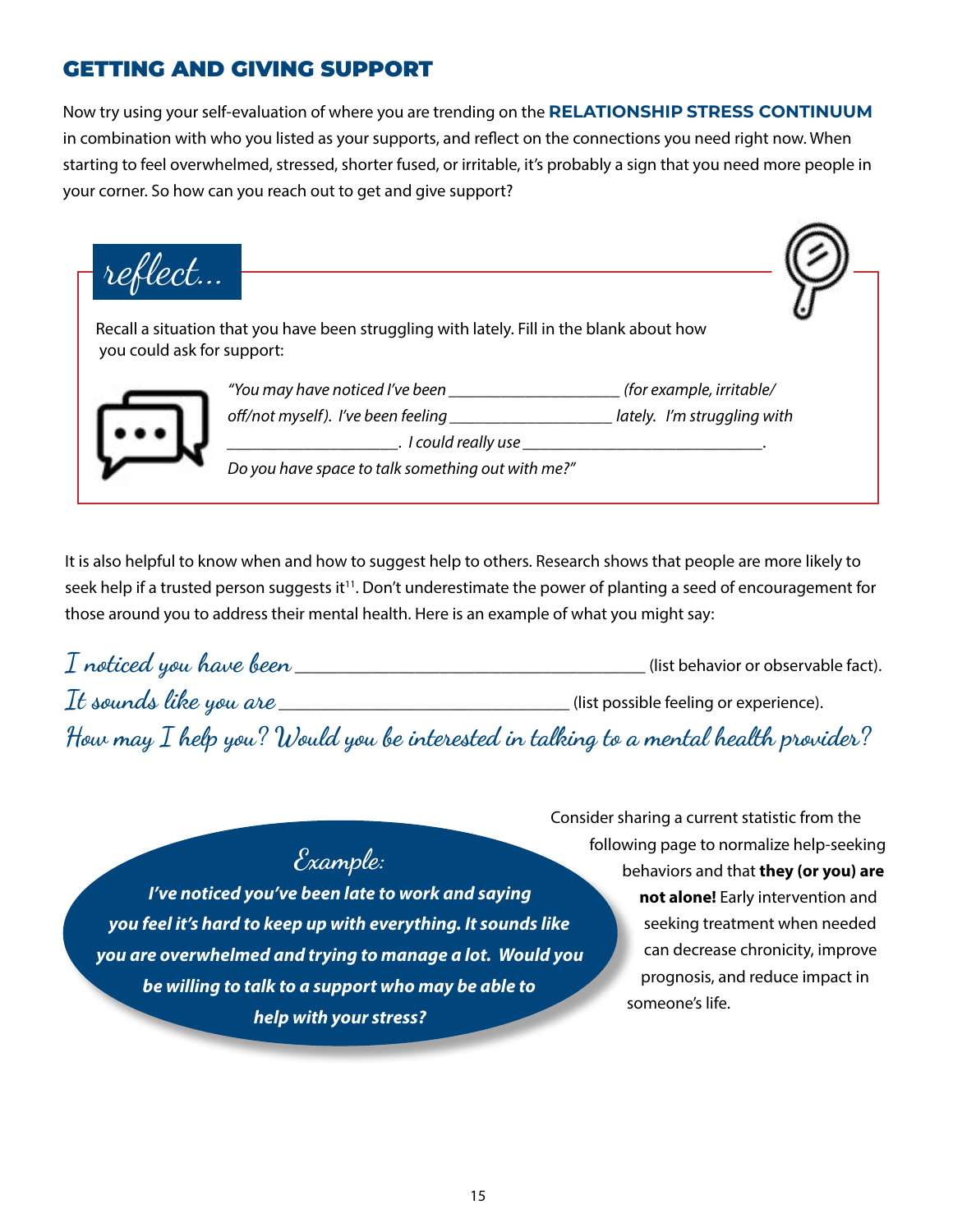## GETTING AND GIVING SUPPORT

Now try using your self-evaluation of where you are trending on the **RELATIONSHIP STRESS CONTINUUM** in combination with who you listed as your supports, and reflect on the connections you need right now. When starting to feel overwhelmed, stressed, shorter fused, or irritable, it's probably a sign that you need more people in your corner. So how can you reach out to get and give support?

### reflect...

Recall a situation that you have been struggling with lately. Fill in the blank about how you could ask for support:

*"You may have noticed I've been ____________________ (for example, irritable/ off/not myself). I've been feeling __________________ lately. I'm struggling with ____________________. I could really use ____________________________. Do you have space to talk something out with me?"*

It is also helpful to know when and how to suggest help to others. Research shows that people are more likely to seek help if a trusted person suggests it[11]. Don't underestimate the power of planting a seed of encouragement for those around you to address their mental health. Here is an example of what you might say:

*I noticed you have been* ________________________________________ (list behavior or observable fact).

*It sounds like you are* ______________________________ (list possible feeling or experience).

*How may I help you? Would you be interested in talking to a mental health provider?*

*Example:*

***I've noticed you've been late to work and saying you feel it's hard to keep up with everything. It sounds like you are overwhelmed and trying to manage a lot. Would you be willing to talk to a support who may be able to help with your stress?***

Consider sharing a current statistic from the following page to normalize help-seeking behaviors and that **they (or you) are not alone!** Early intervention and seeking treatment when needed can decrease chronicity, improve prognosis, and reduce impact in someone's life.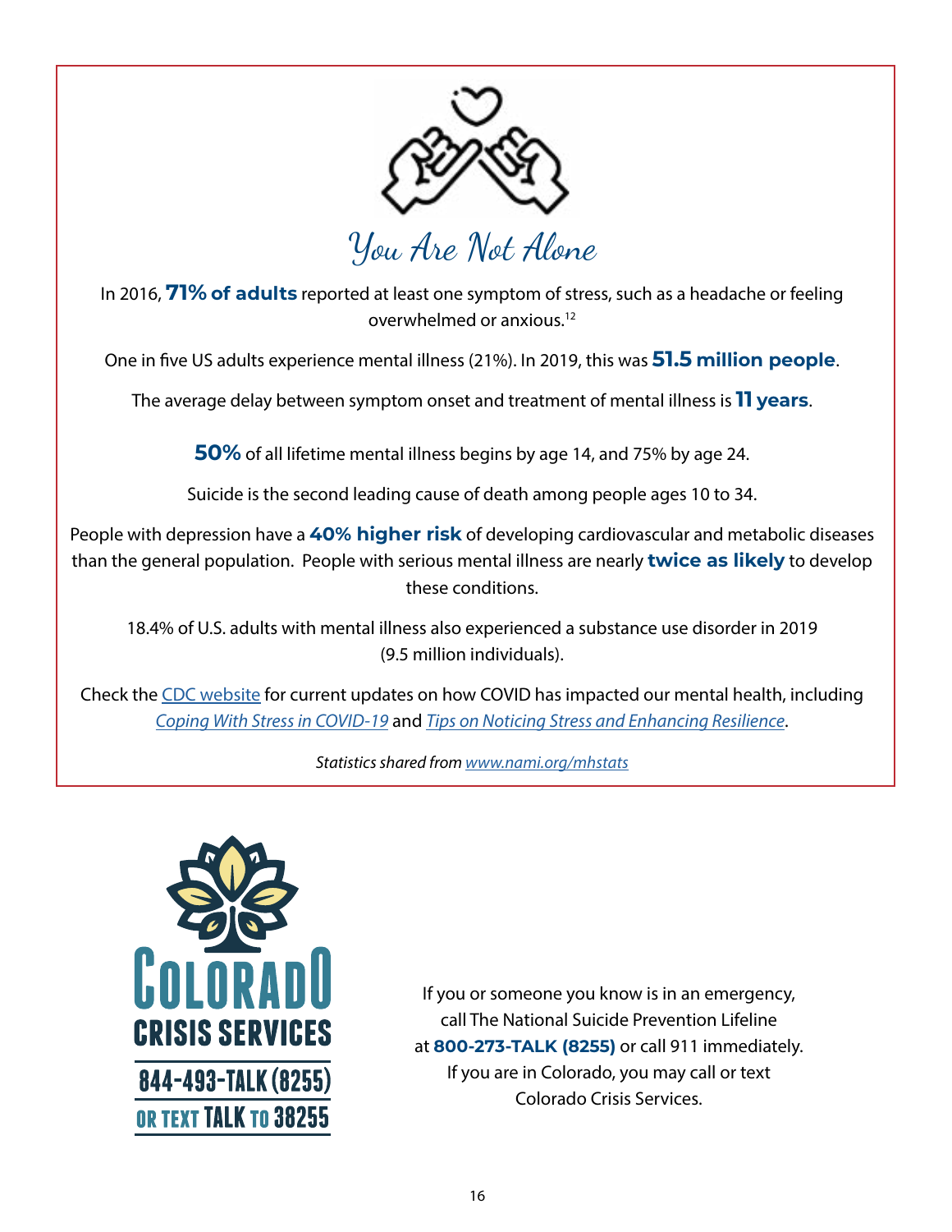# You Are Not Alone

In 2016, **71% of adults** reported at least one symptom of stress, such as a headache or feeling overwhelmed or anxious.[12]

One in five US adults experience mental illness (21%). In 2019, this was **51.5 million people**.

The average delay between symptom onset and treatment of mental illness is **11 years**.

**50%** of all lifetime mental illness begins by age 14, and 75% by age 24.

Suicide is the second leading cause of death among people ages 10 to 34.

People with depression have a **40% higher risk** of developing cardiovascular and metabolic diseases than the general population. People with serious mental illness are nearly **twice as likely** to develop these conditions.

18.4% of U.S. adults with mental illness also experienced a substance use disorder in 2019 (9.5 million individuals).

Check the CDC website for current updates on how COVID has impacted our mental health, including *Coping With Stress in COVID-19* and *Tips on Noticing Stress and Enhancing Resilience*.

*Statistics shared from www.nami.org/mhstats*

COLORADO CRISIS SERVICES

844-493-TALK (8255)

OR TEXT TALK TO 38255

If you or someone you know is in an emergency, call The National Suicide Prevention Lifeline at **800-273-TALK (8255)** or call 911 immediately. If you are in Colorado, you may call or text Colorado Crisis Services.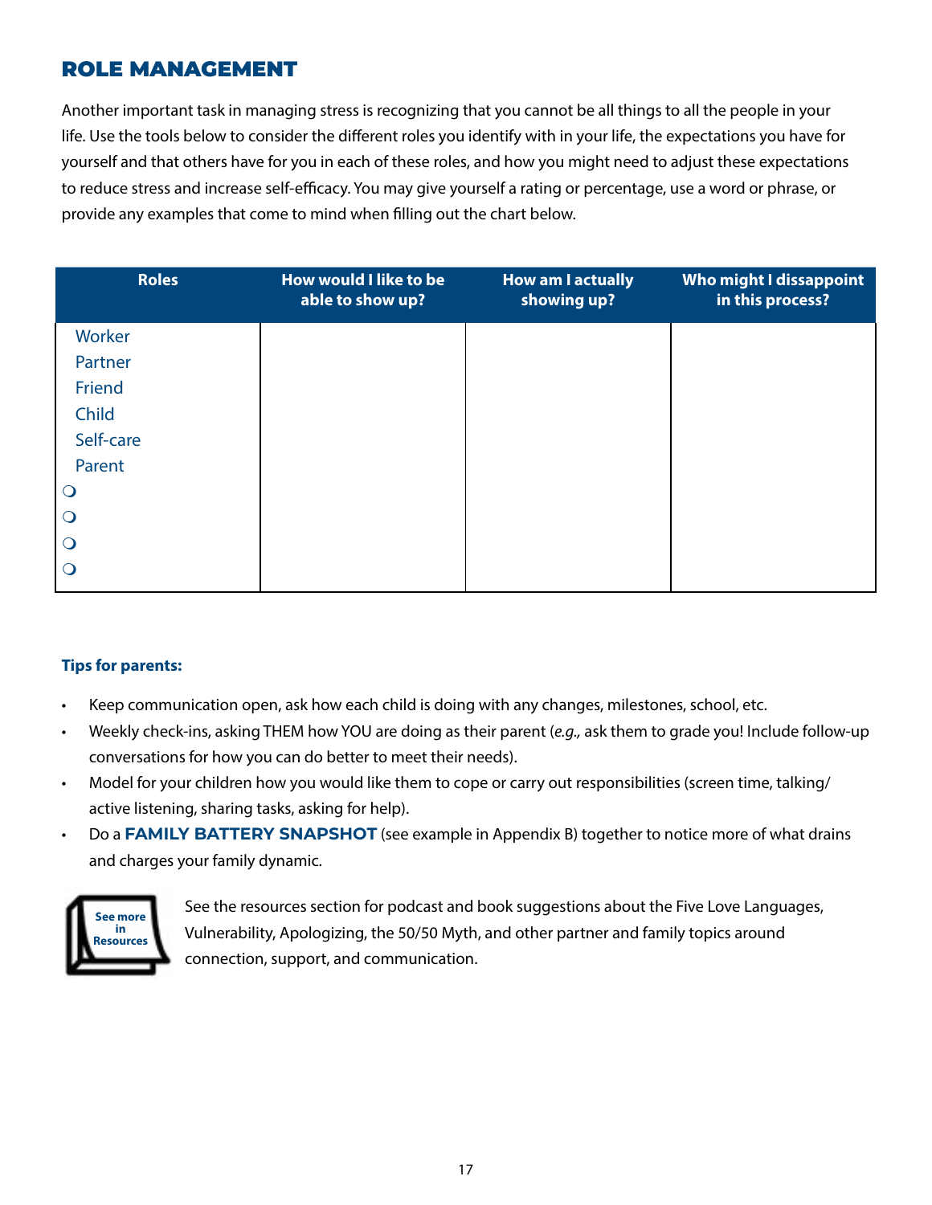## ROLE MANAGEMENT

Another important task in managing stress is recognizing that you cannot be all things to all the people in your life. Use the tools below to consider the different roles you identify with in your life, the expectations you have for yourself and that others have for you in each of these roles, and how you might need to adjust these expectations to reduce stress and increase self-efficacy. You may give yourself a rating or percentage, use a word or phrase, or provide any examples that come to mind when filling out the chart below.

| Roles | How would I like to be able to show up? | How am I actually showing up? | Who might I dissappoint in this process? |
|---|---|---|---|
| Worker | | | |
| Partner | | | |
| Friend | | | |
| Child | | | |
| Self-care | | | |
| Parent | | | |
| ❍ | | | |
| ❍ | | | |
| ❍ | | | |
| ❍ | | | |

**Tips for parents:**

- Keep communication open, ask how each child is doing with any changes, milestones, school, etc.
- Weekly check-ins, asking THEM how YOU are doing as their parent (*e.g.,* ask them to grade you! Include follow-up conversations for how you can do better to meet their needs).
- Model for your children how you would like them to cope or carry out responsibilities (screen time, talking/active listening, sharing tasks, asking for help).
- Do a **FAMILY BATTERY SNAPSHOT** (see example in Appendix B) together to notice more of what drains and charges your family dynamic.

**See more in Resources**

See the resources section for podcast and book suggestions about the Five Love Languages, Vulnerability, Apologizing, the 50/50 Myth, and other partner and family topics around connection, support, and communication.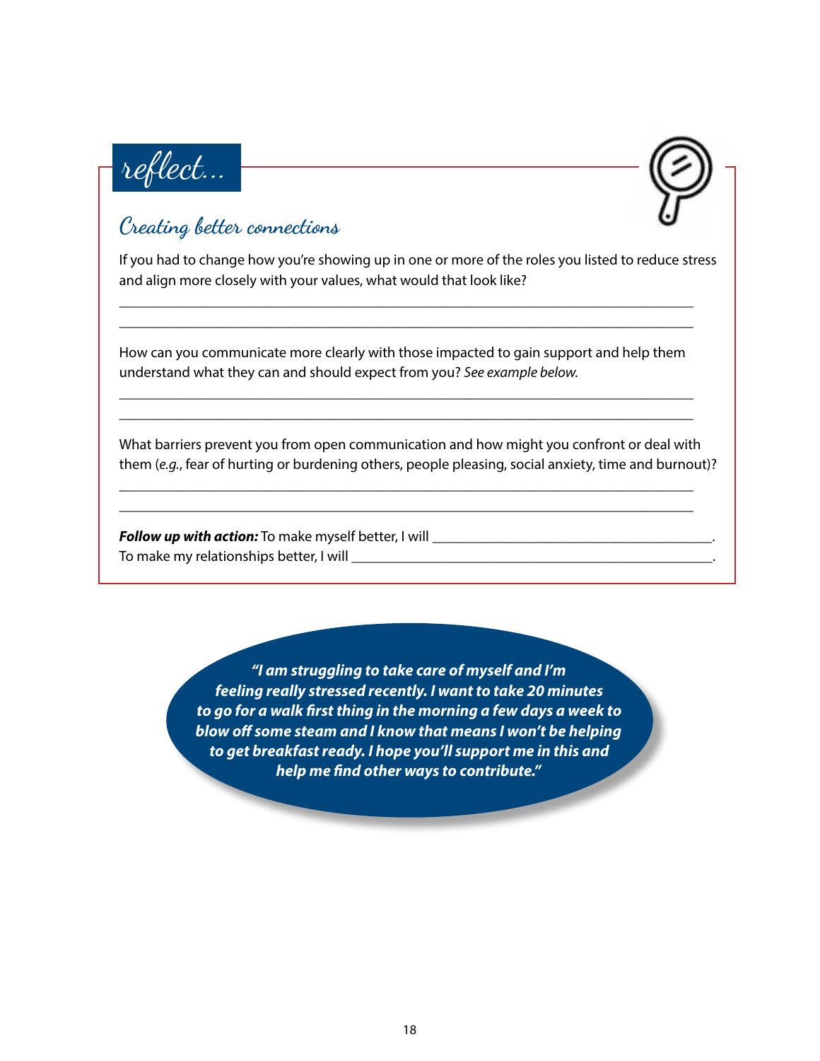## reflect...

### Creating better connections

If you had to change how you're showing up in one or more of the roles you listed to reduce stress and align more closely with your values, what would that look like?

___________________________________________________________________________

___________________________________________________________________________

How can you communicate more clearly with those impacted to gain support and help them understand what they can and should expect from you? *See example below.*

___________________________________________________________________________

___________________________________________________________________________

What barriers prevent you from open communication and how might you confront or deal with them (*e.g.*, fear of hurting or burdening others, people pleasing, social anxiety, time and burnout)?

___________________________________________________________________________

___________________________________________________________________________

***Follow up with action:*** To make myself better, I will ____________________________________.
To make my relationships better, I will ______________________________________________.

***"I am struggling to take care of myself and I'm feeling really stressed recently. I want to take 20 minutes to go for a walk first thing in the morning a few days a week to blow off some steam and I know that means I won't be helping to get breakfast ready. I hope you'll support me in this and help me find other ways to contribute."***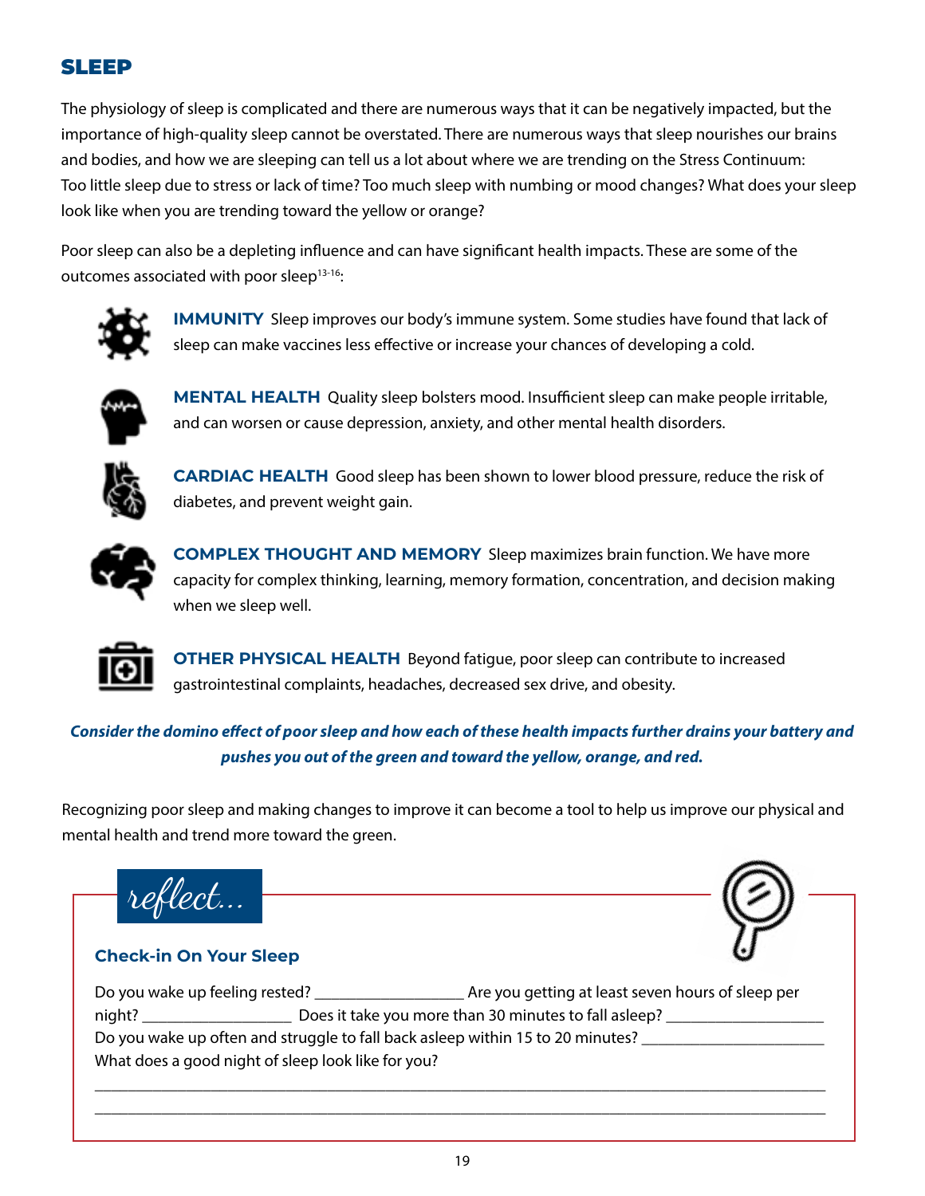## SLEEP

The physiology of sleep is complicated and there are numerous ways that it can be negatively impacted, but the importance of high-quality sleep cannot be overstated. There are numerous ways that sleep nourishes our brains and bodies, and how we are sleeping can tell us a lot about where we are trending on the Stress Continuum: Too little sleep due to stress or lack of time? Too much sleep with numbing or mood changes? What does your sleep look like when you are trending toward the yellow or orange?

Poor sleep can also be a depleting influence and can have significant health impacts. These are some of the outcomes associated with poor sleep[13-16]:

**IMMUNITY** Sleep improves our body's immune system. Some studies have found that lack of sleep can make vaccines less effective or increase your chances of developing a cold.

**MENTAL HEALTH** Quality sleep bolsters mood. Insufficient sleep can make people irritable, and can worsen or cause depression, anxiety, and other mental health disorders.

**CARDIAC HEALTH** Good sleep has been shown to lower blood pressure, reduce the risk of diabetes, and prevent weight gain.

**COMPLEX THOUGHT AND MEMORY** Sleep maximizes brain function. We have more capacity for complex thinking, learning, memory formation, concentration, and decision making when we sleep well.

**OTHER PHYSICAL HEALTH** Beyond fatigue, poor sleep can contribute to increased gastrointestinal complaints, headaches, decreased sex drive, and obesity.

***Consider the domino effect of poor sleep and how each of these health impacts further drains your battery and pushes you out of the green and toward the yellow, orange, and red.***

Recognizing poor sleep and making changes to improve it can become a tool to help us improve our physical and mental health and trend more toward the green.

*reflect...*

### Check-in On Your Sleep

Do you wake up feeling rested? __________________ Are you getting at least seven hours of sleep per night? __________________ Does it take you more than 30 minutes to fall asleep? ___________________
Do you wake up often and struggle to fall back asleep within 15 to 20 minutes? ______________________
What does a good night of sleep look like for you?

______________________________________________________________________________________

______________________________________________________________________________________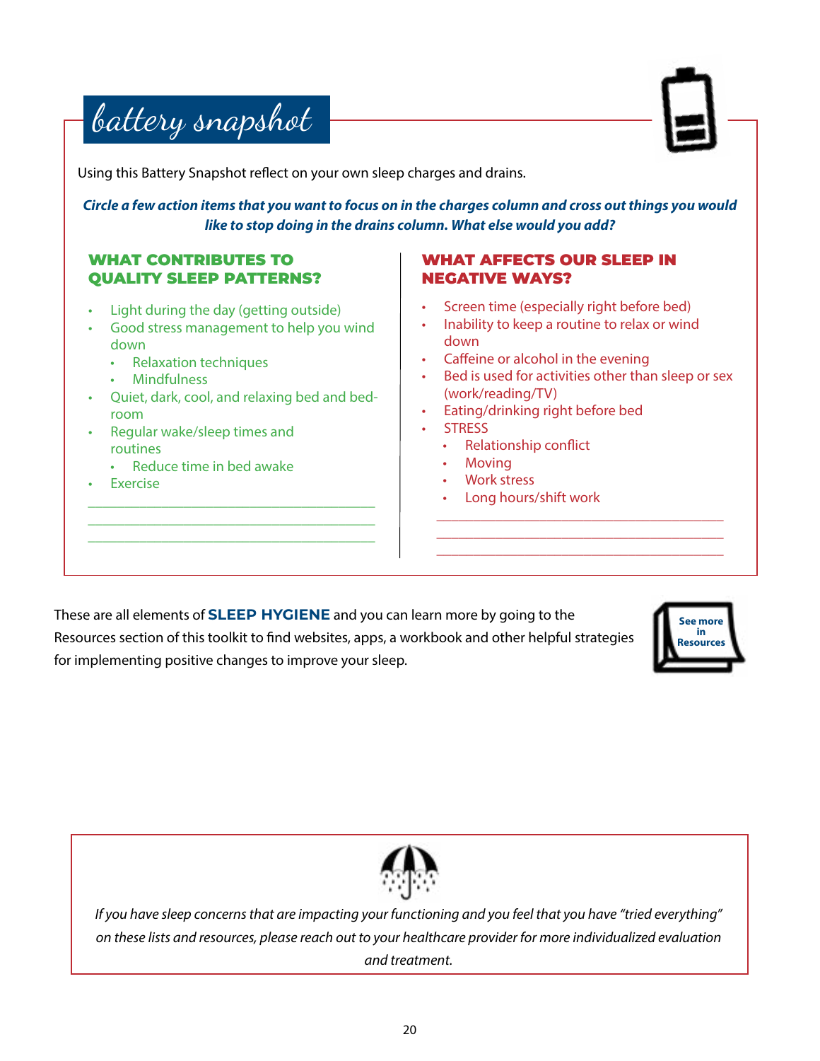# battery snapshot

Using this Battery Snapshot reflect on your own sleep charges and drains.

***Circle a few action items that you want to focus on in the charges column and cross out things you would like to stop doing in the drains column. What else would you add?***

## WHAT CONTRIBUTES TO QUALITY SLEEP PATTERNS?

- Light during the day (getting outside)
- Good stress management to help you wind down
  - Relaxation techniques
  - Mindfulness
- Quiet, dark, cool, and relaxing bed and bedroom
- Regular wake/sleep times and routines
  - Reduce time in bed awake
- Exercise

\_\_\_\_\_\_\_\_\_\_\_\_\_\_\_\_\_\_\_\_\_\_\_\_\_\_\_\_\_\_\_\_\_\_\_\_\_\_\_\_

\_\_\_\_\_\_\_\_\_\_\_\_\_\_\_\_\_\_\_\_\_\_\_\_\_\_\_\_\_\_\_\_\_\_\_\_\_\_\_\_

\_\_\_\_\_\_\_\_\_\_\_\_\_\_\_\_\_\_\_\_\_\_\_\_\_\_\_\_\_\_\_\_\_\_\_\_\_\_\_\_

## WHAT AFFECTS OUR SLEEP IN NEGATIVE WAYS?

- Screen time (especially right before bed)
- Inability to keep a routine to relax or wind down
- Caffeine or alcohol in the evening
- Bed is used for activities other than sleep or sex (work/reading/TV)
- Eating/drinking right before bed
- STRESS
  - Relationship conflict
  - Moving
  - Work stress
  - Long hours/shift work

\_\_\_\_\_\_\_\_\_\_\_\_\_\_\_\_\_\_\_\_\_\_\_\_\_\_\_\_\_\_\_\_\_\_\_\_\_\_\_\_

\_\_\_\_\_\_\_\_\_\_\_\_\_\_\_\_\_\_\_\_\_\_\_\_\_\_\_\_\_\_\_\_\_\_\_\_\_\_\_\_

\_\_\_\_\_\_\_\_\_\_\_\_\_\_\_\_\_\_\_\_\_\_\_\_\_\_\_\_\_\_\_\_\_\_\_\_\_\_\_\_

These are all elements of **SLEEP HYGIENE** and you can learn more by going to the Resources section of this toolkit to find websites, apps, a workbook and other helpful strategies for implementing positive changes to improve your sleep.

See more in Resources

*If you have sleep concerns that are impacting your functioning and you feel that you have "tried everything" on these lists and resources, please reach out to your healthcare provider for more individualized evaluation and treatment.*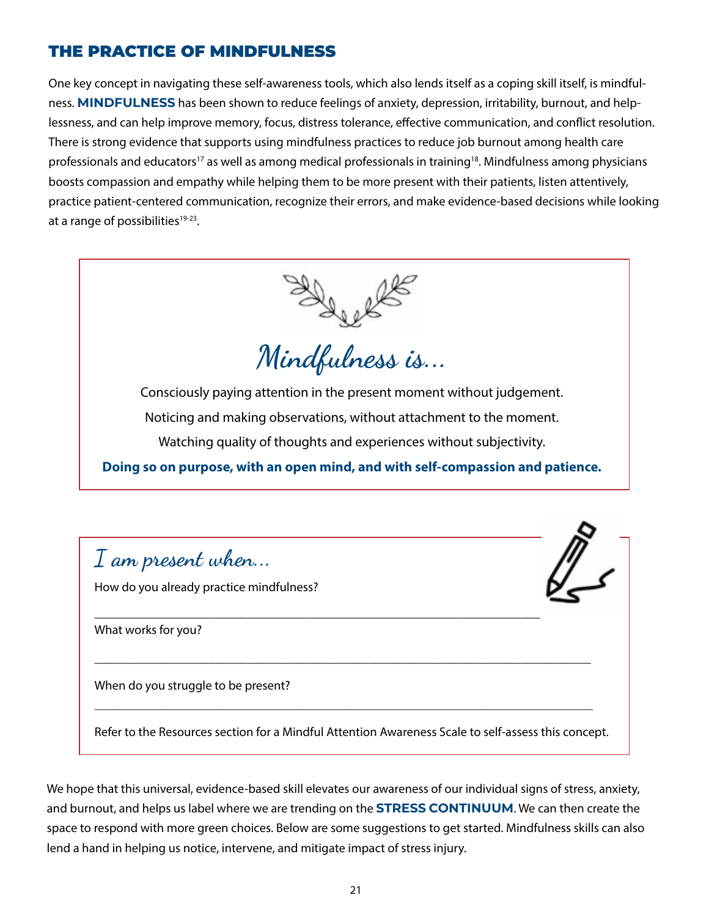## THE PRACTICE OF MINDFULNESS

One key concept in navigating these self-awareness tools, which also lends itself as a coping skill itself, is mindfulness. **MINDFULNESS** has been shown to reduce feelings of anxiety, depression, irritability, burnout, and helplessness, and can help improve memory, focus, distress tolerance, effective communication, and conflict resolution. There is strong evidence that supports using mindfulness practices to reduce job burnout among health care professionals and educators[17] as well as among medical professionals in training[18]. Mindfulness among physicians boosts compassion and empathy while helping them to be more present with their patients, listen attentively, practice patient-centered communication, recognize their errors, and make evidence-based decisions while looking at a range of possibilities[19-23].

### *Mindfulness is...*

Consciously paying attention in the present moment without judgement.

Noticing and making observations, without attachment to the moment.

Watching quality of thoughts and experiences without subjectivity.

**Doing so on purpose, with an open mind, and with self-compassion and patience.**

### *I am present when...*

How do you already practice mindfulness?

___________________________________________________________________________

What works for you?

___________________________________________________________________________

When do you struggle to be present?

___________________________________________________________________________

Refer to the Resources section for a Mindful Attention Awareness Scale to self-assess this concept.

We hope that this universal, evidence-based skill elevates our awareness of our individual signs of stress, anxiety, and burnout, and helps us label where we are trending on the **STRESS CONTINUUM**. We can then create the space to respond with more green choices. Below are some suggestions to get started. Mindfulness skills can also lend a hand in helping us notice, intervene, and mitigate impact of stress injury.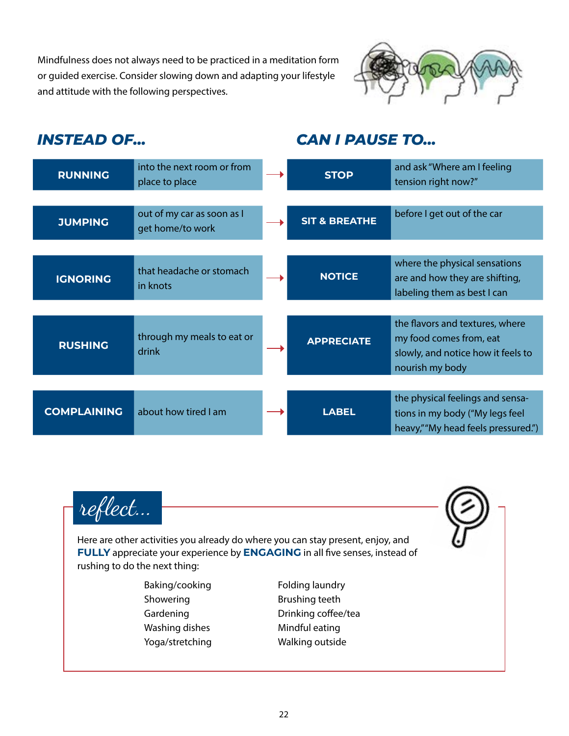Mindfulness does not always need to be practiced in a meditation form or guided exercise. Consider slowing down and adapting your lifestyle and attitude with the following perspectives.

| INSTEAD OF... | | | CAN I PAUSE TO... | |
|---|---|---|---|---|
| **RUNNING** | into the next room or from place to place | → | **STOP** | and ask "Where am I feeling tension right now?" |
| **JUMPING** | out of my car as soon as I get home/to work | → | **SIT & BREATHE** | before I get out of the car |
| **IGNORING** | that headache or stomach in knots | → | **NOTICE** | where the physical sensations are and how they are shifting, labeling them as best I can |
| **RUSHING** | through my meals to eat or drink | → | **APPRECIATE** | the flavors and textures, where my food comes from, eat slowly, and notice how it feels to nourish my body |
| **COMPLAINING** | about how tired I am | → | **LABEL** | the physical feelings and sensations in my body ("My legs feel heavy," "My head feels pressured.") |

## *reflect...*

Here are other activities you already do where you can stay present, enjoy, and **FULLY** appreciate your experience by **ENGAGING** in all five senses, instead of rushing to do the next thing:

- Baking/cooking
- Showering
- Gardening
- Washing dishes
- Yoga/stretching
- Folding laundry
- Brushing teeth
- Drinking coffee/tea
- Mindful eating
- Walking outside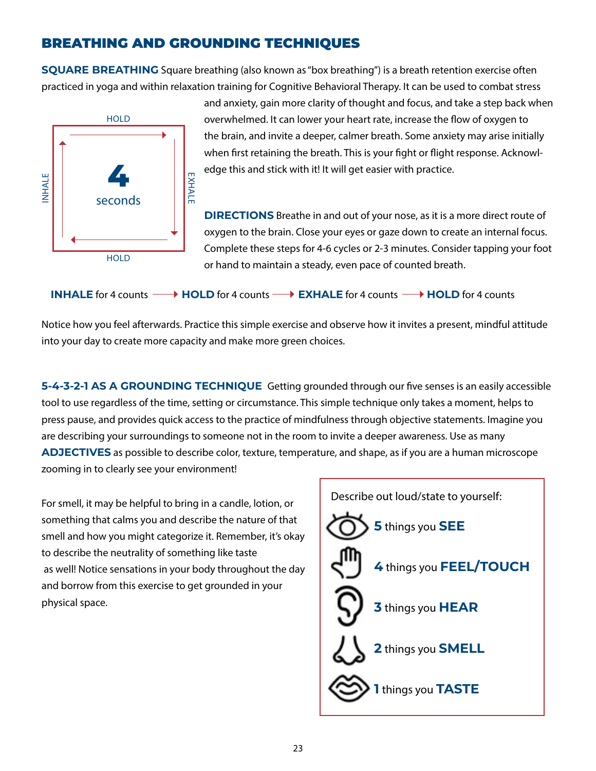# BREATHING AND GROUNDING TECHNIQUES

**SQUARE BREATHING** Square breathing (also known as "box breathing") is a breath retention exercise often practiced in yoga and within relaxation training for Cognitive Behavioral Therapy. It can be used to combat stress and anxiety, gain more clarity of thought and focus, and take a step back when overwhelmed. It can lower your heart rate, increase the flow of oxygen to the brain, and invite a deeper, calmer breath. Some anxiety may arise initially when first retaining the breath. This is your fight or flight response. Acknowledge this and stick with it! It will get easier with practice.

HOLD / EXHALE / HOLD / INHALE — **4** seconds

**DIRECTIONS** Breathe in and out of your nose, as it is a more direct route of oxygen to the brain. Close your eyes or gaze down to create an internal focus. Complete these steps for 4-6 cycles or 2-3 minutes. Consider tapping your foot or hand to maintain a steady, even pace of counted breath.

**INHALE** for 4 counts → **HOLD** for 4 counts → **EXHALE** for 4 counts → **HOLD** for 4 counts

Notice how you feel afterwards. Practice this simple exercise and observe how it invites a present, mindful attitude into your day to create more capacity and make more green choices.

**5-4-3-2-1 AS A GROUNDING TECHNIQUE** Getting grounded through our five senses is an easily accessible tool to use regardless of the time, setting or circumstance. This simple technique only takes a moment, helps to press pause, and provides quick access to the practice of mindfulness through objective statements. Imagine you are describing your surroundings to someone not in the room to invite a deeper awareness. Use as many **ADJECTIVES** as possible to describe color, texture, temperature, and shape, as if you are a human microscope zooming in to clearly see your environment!

For smell, it may be helpful to bring in a candle, lotion, or something that calms you and describe the nature of that smell and how you might categorize it. Remember, it's okay to describe the neutrality of something like taste as well! Notice sensations in your body throughout the day and borrow from this exercise to get grounded in your physical space.

Describe out loud/state to yourself:

- **5** things you **SEE**
- **4** things you **FEEL/TOUCH**
- **3** things you **HEAR**
- **2** things you **SMELL**
- **1** things you **TASTE**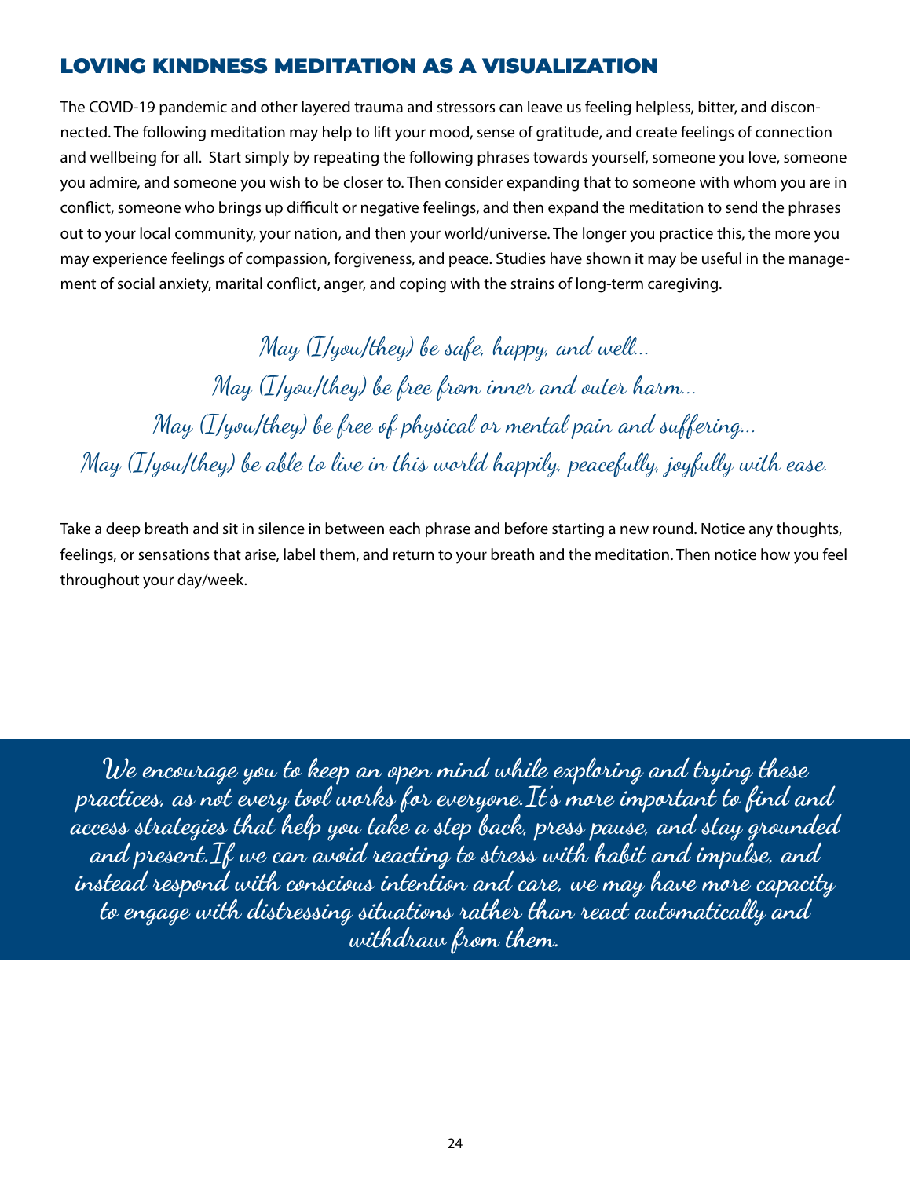## LOVING KINDNESS MEDITATION AS A VISUALIZATION

The COVID-19 pandemic and other layered trauma and stressors can leave us feeling helpless, bitter, and disconnected. The following meditation may help to lift your mood, sense of gratitude, and create feelings of connection and wellbeing for all. Start simply by repeating the following phrases towards yourself, someone you love, someone you admire, and someone you wish to be closer to. Then consider expanding that to someone with whom you are in conflict, someone who brings up difficult or negative feelings, and then expand the meditation to send the phrases out to your local community, your nation, and then your world/universe. The longer you practice this, the more you may experience feelings of compassion, forgiveness, and peace. Studies have shown it may be useful in the management of social anxiety, marital conflict, anger, and coping with the strains of long-term caregiving.

*May (I/you/they) be safe, happy, and well...*
*May (I/you/they) be free from inner and outer harm...*
*May (I/you/they) be free of physical or mental pain and suffering...*
*May (I/you/they) be able to live in this world happily, peacefully, joyfully with ease.*

Take a deep breath and sit in silence in between each phrase and before starting a new round. Notice any thoughts, feelings, or sensations that arise, label them, and return to your breath and the meditation. Then notice how you feel throughout your day/week.

*We encourage you to keep an open mind while exploring and trying these practices, as not every tool works for everyone. It's more important to find and access strategies that help you take a step back, press pause, and stay grounded and present. If we can avoid reacting to stress with habit and impulse, and instead respond with conscious intention and care, we may have more capacity to engage with distressing situations rather than react automatically and withdraw from them.*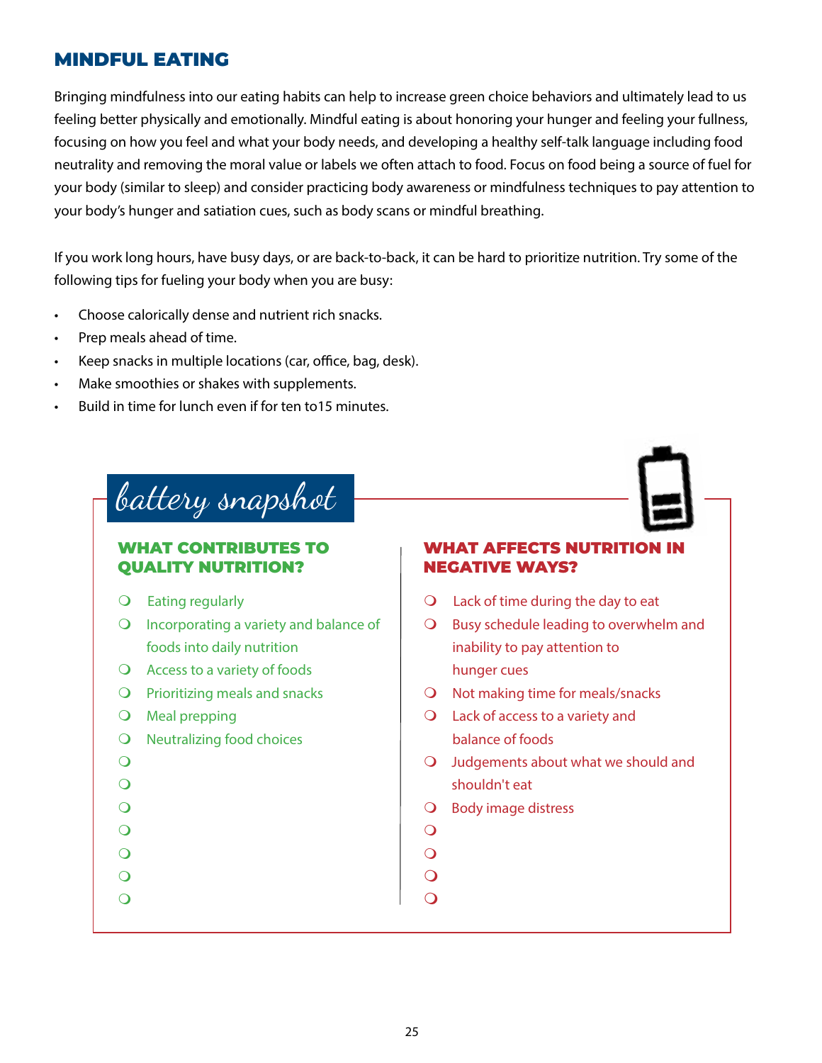## MINDFUL EATING

Bringing mindfulness into our eating habits can help to increase green choice behaviors and ultimately lead to us feeling better physically and emotionally. Mindful eating is about honoring your hunger and feeling your fullness, focusing on how you feel and what your body needs, and developing a healthy self-talk language including food neutrality and removing the moral value or labels we often attach to food. Focus on food being a source of fuel for your body (similar to sleep) and consider practicing body awareness or mindfulness techniques to pay attention to your body's hunger and satiation cues, such as body scans or mindful breathing.

If you work long hours, have busy days, or are back-to-back, it can be hard to prioritize nutrition. Try some of the following tips for fueling your body when you are busy:

- Choose calorically dense and nutrient rich snacks.
- Prep meals ahead of time.
- Keep snacks in multiple locations (car, office, bag, desk).
- Make smoothies or shakes with supplements.
- Build in time for lunch even if for ten to15 minutes.

### battery snapshot

#### WHAT CONTRIBUTES TO QUALITY NUTRITION?

- ❍ Eating regularly
- ❍ Incorporating a variety and balance of foods into daily nutrition
- ❍ Access to a variety of foods
- ❍ Prioritizing meals and snacks
- ❍ Meal prepping
- ❍ Neutralizing food choices
- ❍
- ❍
- ❍
- ❍
- ❍
- ❍
- ❍

#### WHAT AFFECTS NUTRITION IN NEGATIVE WAYS?

- ❍ Lack of time during the day to eat
- ❍ Busy schedule leading to overwhelm and inability to pay attention to hunger cues
- ❍ Not making time for meals/snacks
- ❍ Lack of access to a variety and balance of foods
- ❍ Judgements about what we should and shouldn't eat
- ❍ Body image distress
- ❍
- ❍
- ❍
- ❍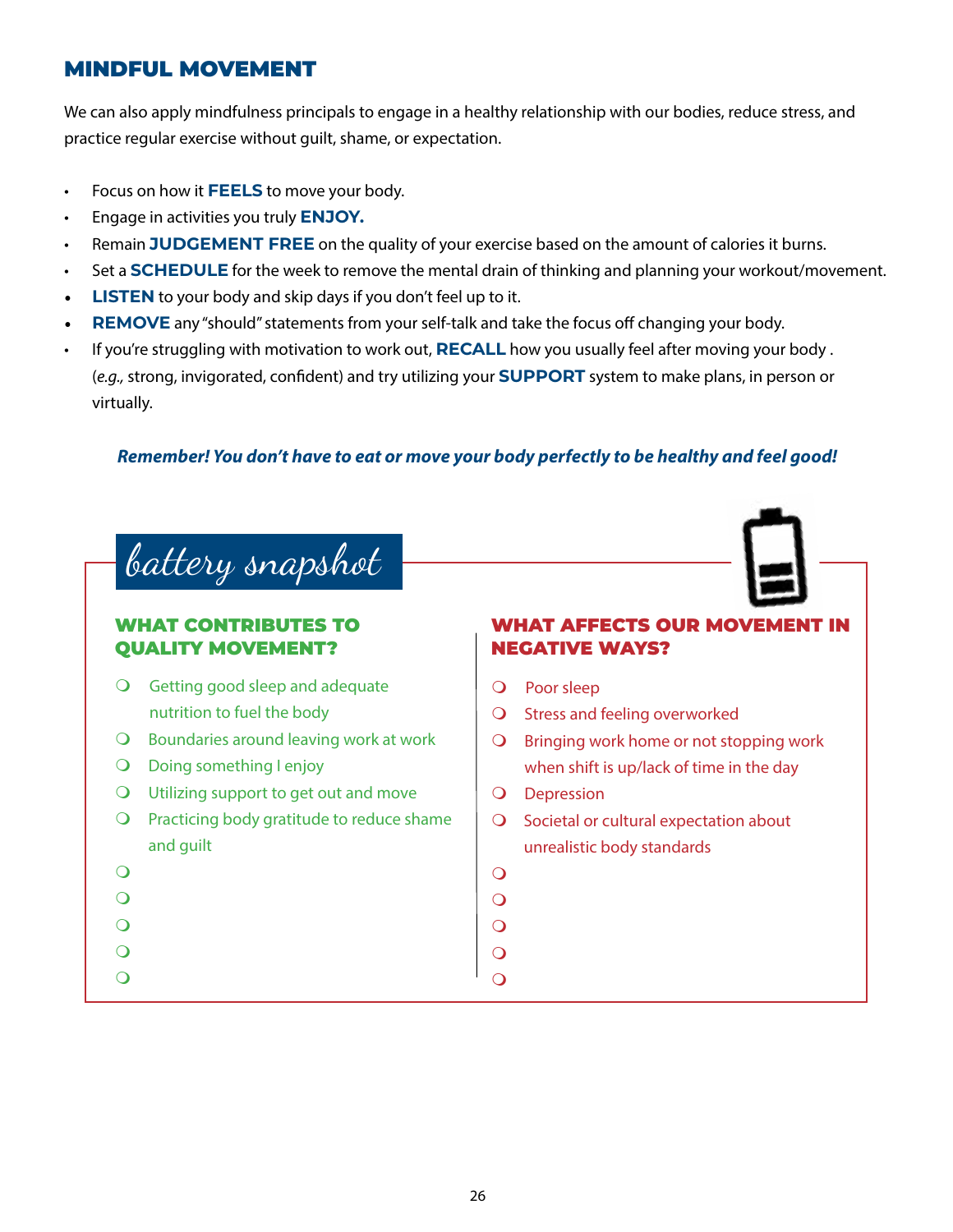## MINDFUL MOVEMENT

We can also apply mindfulness principals to engage in a healthy relationship with our bodies, reduce stress, and practice regular exercise without guilt, shame, or expectation.

- Focus on how it **FEELS** to move your body.
- Engage in activities you truly **ENJOY.**
- Remain **JUDGEMENT FREE** on the quality of your exercise based on the amount of calories it burns.
- Set a **SCHEDULE** for the week to remove the mental drain of thinking and planning your workout/movement.
- **LISTEN** to your body and skip days if you don't feel up to it.
- **REMOVE** any "should" statements from your self-talk and take the focus off changing your body.
- If you're struggling with motivation to work out, **RECALL** how you usually feel after moving your body . (*e.g.,* strong, invigorated, confident) and try utilizing your **SUPPORT** system to make plans, in person or virtually.

***Remember! You don't have to eat or move your body perfectly to be healthy and feel good!***

### battery snapshot

#### WHAT CONTRIBUTES TO QUALITY MOVEMENT?

- ❍ Getting good sleep and adequate nutrition to fuel the body
- ❍ Boundaries around leaving work at work
- ❍ Doing something I enjoy
- ❍ Utilizing support to get out and move
- ❍ Practicing body gratitude to reduce shame and guilt
- ❍
- ❍
- ❍
- ❍
- ❍

#### WHAT AFFECTS OUR MOVEMENT IN NEGATIVE WAYS?

- ❍ Poor sleep
- ❍ Stress and feeling overworked
- ❍ Bringing work home or not stopping work when shift is up/lack of time in the day
- ❍ Depression
- ❍ Societal or cultural expectation about unrealistic body standards
- ❍
- ❍
- ❍
- ❍
- ❍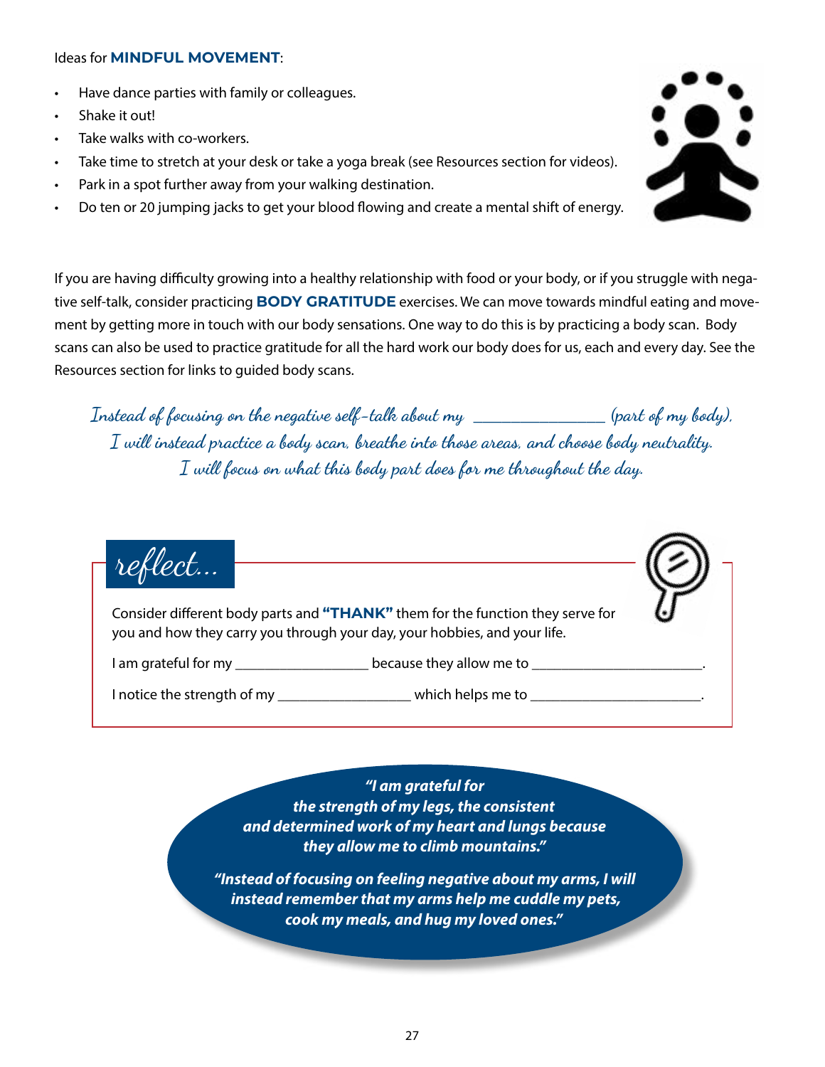Ideas for **MINDFUL MOVEMENT**:

- Have dance parties with family or colleagues.
- Shake it out!
- Take walks with co-workers.
- Take time to stretch at your desk or take a yoga break (see Resources section for videos).
- Park in a spot further away from your walking destination.
- Do ten or 20 jumping jacks to get your blood flowing and create a mental shift of energy.

If you are having difficulty growing into a healthy relationship with food or your body, or if you struggle with negative self-talk, consider practicing **BODY GRATITUDE** exercises. We can move towards mindful eating and movement by getting more in touch with our body sensations. One way to do this is by practicing a body scan. Body scans can also be used to practice gratitude for all the hard work our body does for us, each and every day. See the Resources section for links to guided body scans.

*Instead of focusing on the negative self-talk about my ________________ (part of my body), I will instead practice a body scan, breathe into those areas, and choose body neutrality. I will focus on what this body part does for me throughout the day.*

## reflect...

Consider different body parts and **"THANK"** them for the function they serve for you and how they carry you through your day, your hobbies, and your life.

I am grateful for my __________________ because they allow me to ________________________.

I notice the strength of my __________________ which helps me to ________________________.

***"I am grateful for the strength of my legs, the consistent and determined work of my heart and lungs because they allow me to climb mountains."***

***"Instead of focusing on feeling negative about my arms, I will instead remember that my arms help me cuddle my pets, cook my meals, and hug my loved ones."***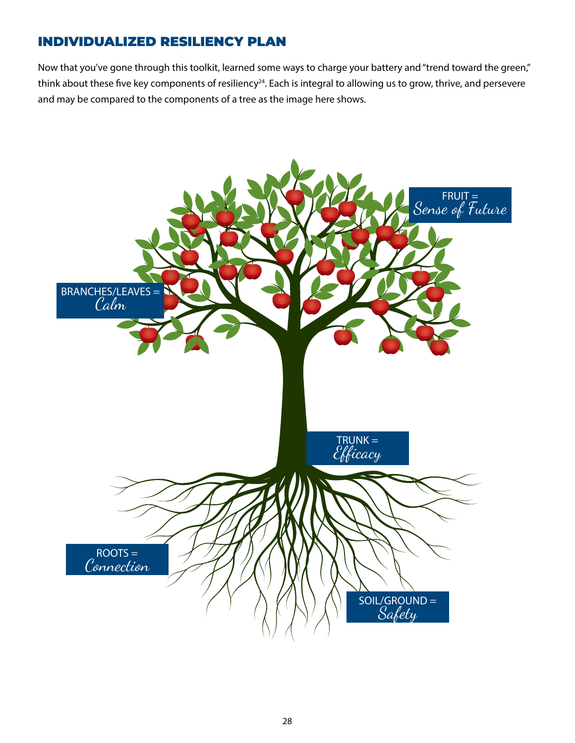## INDIVIDUALIZED RESILIENCY PLAN

Now that you've gone through this toolkit, learned some ways to charge your battery and "trend toward the green," think about these five key components of resiliency[24]. Each is integral to allowing us to grow, thrive, and persevere and may be compared to the components of a tree as the image here shows.

FRUIT = *Sense of Future*

BRANCHES/LEAVES = *Calm*

TRUNK = *Efficacy*

ROOTS = *Connection*

SOIL/GROUND = *Safety*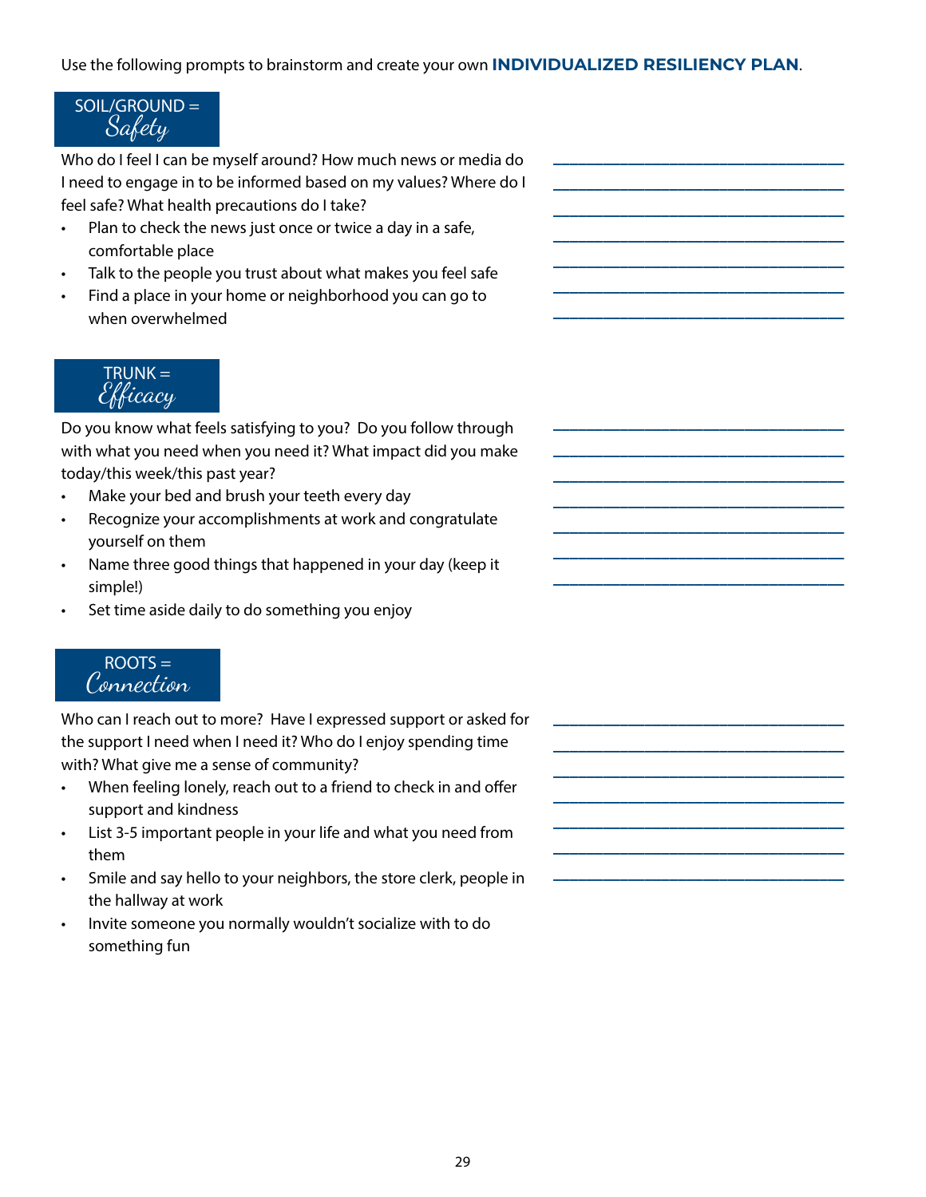Use the following prompts to brainstorm and create your own **INDIVIDUALIZED RESILIENCY PLAN**.

## SOIL/GROUND = *Safety*

Who do I feel I can be myself around? How much news or media do I need to engage in to be informed based on my values? Where do I feel safe? What health precautions do I take?

- Plan to check the news just once or twice a day in a safe, comfortable place
- Talk to the people you trust about what makes you feel safe
- Find a place in your home or neighborhood you can go to when overwhelmed

## TRUNK = *Efficacy*

Do you know what feels satisfying to you? Do you follow through with what you need when you need it? What impact did you make today/this week/this past year?

- Make your bed and brush your teeth every day
- Recognize your accomplishments at work and congratulate yourself on them
- Name three good things that happened in your day (keep it simple!)
- Set time aside daily to do something you enjoy

## ROOTS = *Connection*

Who can I reach out to more? Have I expressed support or asked for the support I need when I need it? Who do I enjoy spending time with? What give me a sense of community?

- When feeling lonely, reach out to a friend to check in and offer support and kindness
- List 3-5 important people in your life and what you need from them
- Smile and say hello to your neighbors, the store clerk, people in the hallway at work
- Invite someone you normally wouldn't socialize with to do something fun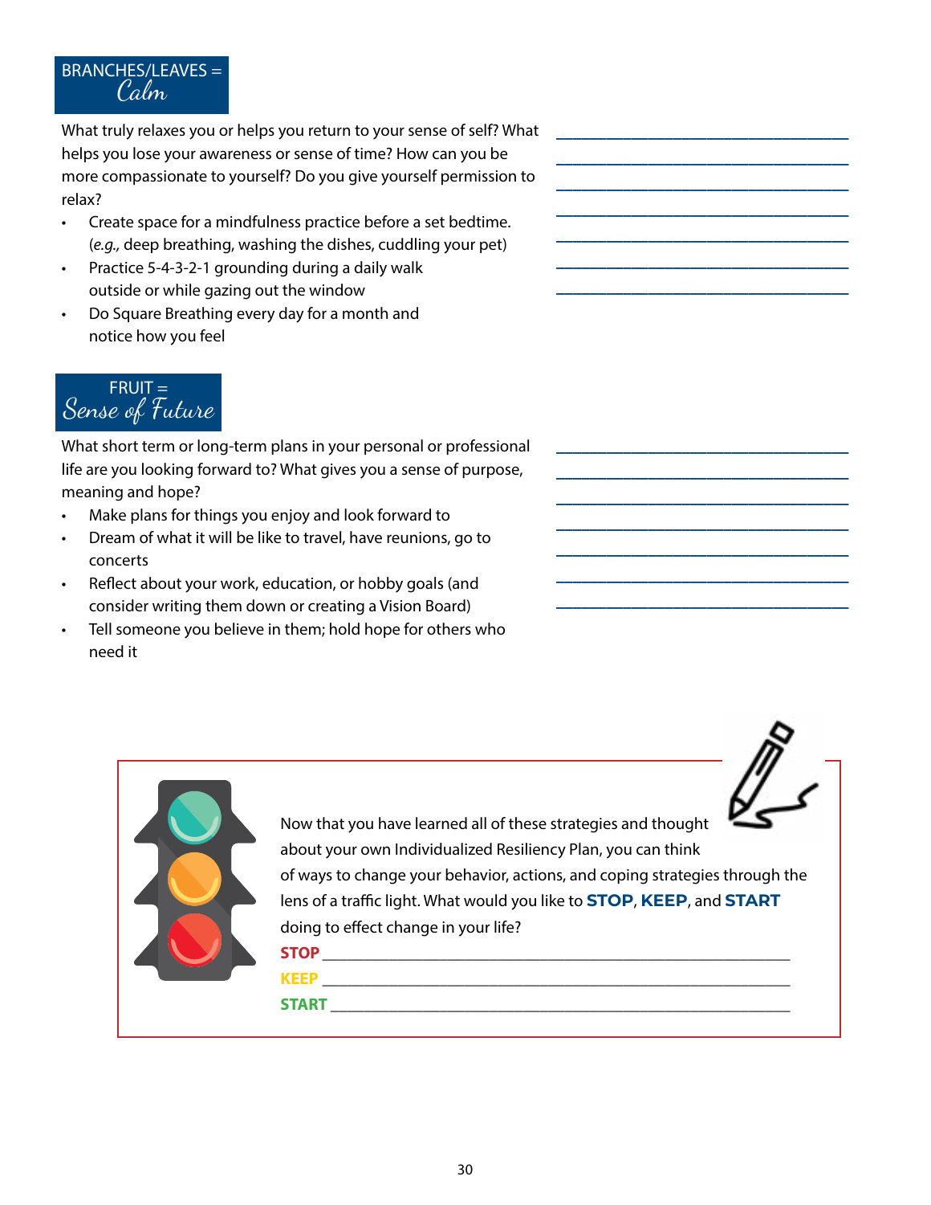## BRANCHES/LEAVES = *Calm*

What truly relaxes you or helps you return to your sense of self? What helps you lose your awareness or sense of time? How can you be more compassionate to yourself? Do you give yourself permission to relax?

- Create space for a mindfulness practice before a set bedtime. (*e.g.,* deep breathing, washing the dishes, cuddling your pet)
- Practice 5-4-3-2-1 grounding during a daily walk outside or while gazing out the window
- Do Square Breathing every day for a month and notice how you feel

______________________________

______________________________

______________________________

______________________________

______________________________

______________________________

______________________________

## FRUIT = *Sense of Future*

What short term or long-term plans in your personal or professional life are you looking forward to? What gives you a sense of purpose, meaning and hope?

- Make plans for things you enjoy and look forward to
- Dream of what it will be like to travel, have reunions, go to concerts
- Reflect about your work, education, or hobby goals (and consider writing them down or creating a Vision Board)
- Tell someone you believe in them; hold hope for others who need it

______________________________

______________________________

______________________________

______________________________

______________________________

______________________________

______________________________

Now that you have learned all of these strategies and thought about your own Individualized Resiliency Plan, you can think of ways to change your behavior, actions, and coping strategies through the lens of a traffic light. What would you like to **STOP**, **KEEP**, and **START** doing to effect change in your life?

**STOP** ______________________________________________

**KEEP** ______________________________________________

**START** ______________________________________________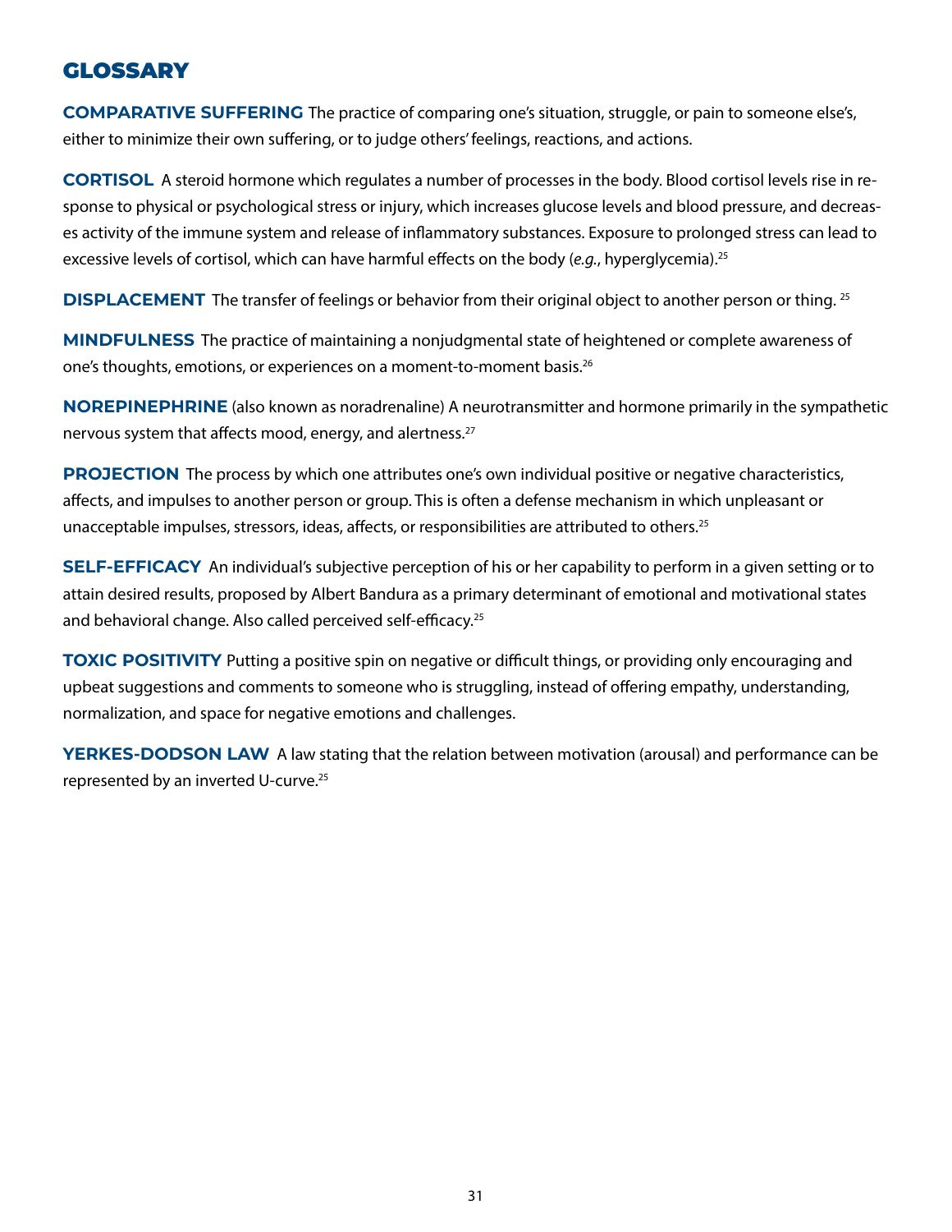## GLOSSARY

**COMPARATIVE SUFFERING** The practice of comparing one's situation, struggle, or pain to someone else's, either to minimize their own suffering, or to judge others' feelings, reactions, and actions.

**CORTISOL** A steroid hormone which regulates a number of processes in the body. Blood cortisol levels rise in response to physical or psychological stress or injury, which increases glucose levels and blood pressure, and decreases activity of the immune system and release of inflammatory substances. Exposure to prolonged stress can lead to excessive levels of cortisol, which can have harmful effects on the body (*e.g.*, hyperglycemia).[25]

**DISPLACEMENT** The transfer of feelings or behavior from their original object to another person or thing.[25]

**MINDFULNESS** The practice of maintaining a nonjudgmental state of heightened or complete awareness of one's thoughts, emotions, or experiences on a moment-to-moment basis.[26]

**NOREPINEPHRINE** (also known as noradrenaline) A neurotransmitter and hormone primarily in the sympathetic nervous system that affects mood, energy, and alertness.[27]

**PROJECTION** The process by which one attributes one's own individual positive or negative characteristics, affects, and impulses to another person or group. This is often a defense mechanism in which unpleasant or unacceptable impulses, stressors, ideas, affects, or responsibilities are attributed to others.[25]

**SELF-EFFICACY** An individual's subjective perception of his or her capability to perform in a given setting or to attain desired results, proposed by Albert Bandura as a primary determinant of emotional and motivational states and behavioral change. Also called perceived self-efficacy.[25]

**TOXIC POSITIVITY** Putting a positive spin on negative or difficult things, or providing only encouraging and upbeat suggestions and comments to someone who is struggling, instead of offering empathy, understanding, normalization, and space for negative emotions and challenges.

**YERKES-DODSON LAW** A law stating that the relation between motivation (arousal) and performance can be represented by an inverted U-curve.[25]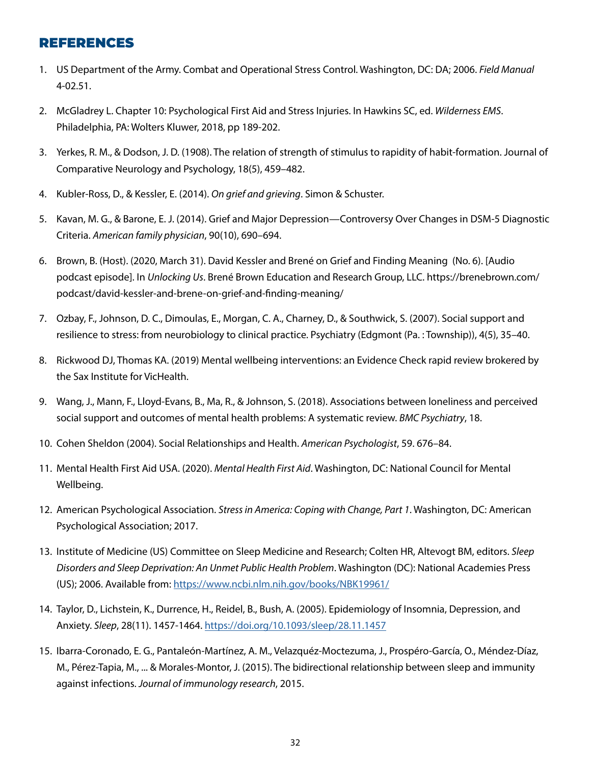## REFERENCES

1. US Department of the Army. Combat and Operational Stress Control. Washington, DC: DA; 2006. *Field Manual* 4-02.51.
2. McGladrey L. Chapter 10: Psychological First Aid and Stress Injuries. In Hawkins SC, ed. *Wilderness EMS*. Philadelphia, PA: Wolters Kluwer, 2018, pp 189-202.
3. Yerkes, R. M., & Dodson, J. D. (1908). The relation of strength of stimulus to rapidity of habit-formation. Journal of Comparative Neurology and Psychology, 18(5), 459–482.
4. Kubler-Ross, D., & Kessler, E. (2014). *On grief and grieving*. Simon & Schuster.
5. Kavan, M. G., & Barone, E. J. (2014). Grief and Major Depression—Controversy Over Changes in DSM-5 Diagnostic Criteria. *American family physician*, 90(10), 690–694.
6. Brown, B. (Host). (2020, March 31). David Kessler and Brené on Grief and Finding Meaning (No. 6). [Audio podcast episode]. In *Unlocking Us*. Brené Brown Education and Research Group, LLC. https://brenebrown.com/podcast/david-kessler-and-brene-on-grief-and-finding-meaning/
7. Ozbay, F., Johnson, D. C., Dimoulas, E., Morgan, C. A., Charney, D., & Southwick, S. (2007). Social support and resilience to stress: from neurobiology to clinical practice. Psychiatry (Edgmont (Pa. : Township)), 4(5), 35–40.
8. Rickwood DJ, Thomas KA. (2019) Mental wellbeing interventions: an Evidence Check rapid review brokered by the Sax Institute for VicHealth.
9. Wang, J., Mann, F., Lloyd-Evans, B., Ma, R., & Johnson, S. (2018). Associations between loneliness and perceived social support and outcomes of mental health problems: A systematic review. *BMC Psychiatry*, 18.
10. Cohen Sheldon (2004). Social Relationships and Health. *American Psychologist*, 59. 676–84.
11. Mental Health First Aid USA. (2020). *Mental Health First Aid*. Washington, DC: National Council for Mental Wellbeing.
12. American Psychological Association. *Stress in America: Coping with Change, Part 1*. Washington, DC: American Psychological Association; 2017.
13. Institute of Medicine (US) Committee on Sleep Medicine and Research; Colten HR, Altevogt BM, editors. *Sleep Disorders and Sleep Deprivation: An Unmet Public Health Problem*. Washington (DC): National Academies Press (US); 2006. Available from: https://www.ncbi.nlm.nih.gov/books/NBK19961/
14. Taylor, D., Lichstein, K., Durrence, H., Reidel, B., Bush, A. (2005). Epidemiology of Insomnia, Depression, and Anxiety. *Sleep*, 28(11). 1457-1464. https://doi.org/10.1093/sleep/28.11.1457
15. Ibarra-Coronado, E. G., Pantaleón-Martínez, A. M., Velazquéz-Moctezuma, J., Prospéro-García, O., Méndez-Díaz, M., Pérez-Tapia, M., ... & Morales-Montor, J. (2015). The bidirectional relationship between sleep and immunity against infections. *Journal of immunology research*, 2015.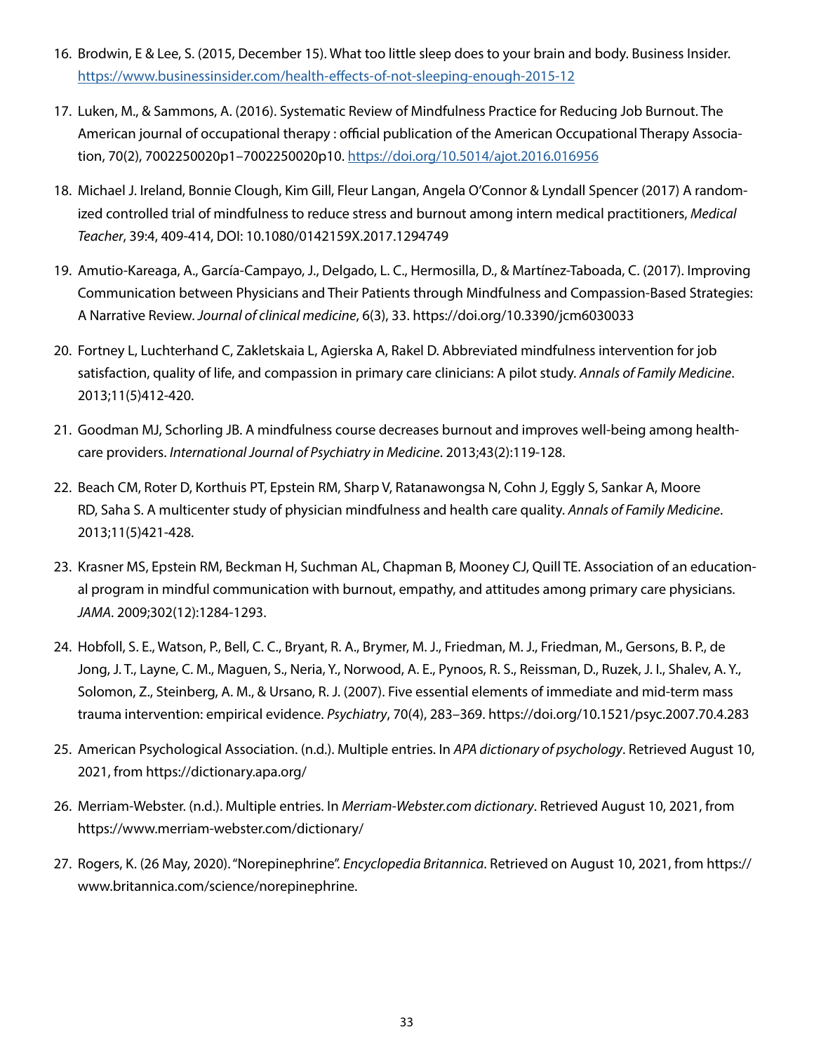16. Brodwin, E & Lee, S. (2015, December 15). What too little sleep does to your brain and body. Business Insider. https://www.businessinsider.com/health-effects-of-not-sleeping-enough-2015-12

17. Luken, M., & Sammons, A. (2016). Systematic Review of Mindfulness Practice for Reducing Job Burnout. The American journal of occupational therapy : official publication of the American Occupational Therapy Association, 70(2), 7002250020p1–7002250020p10. https://doi.org/10.5014/ajot.2016.016956

18. Michael J. Ireland, Bonnie Clough, Kim Gill, Fleur Langan, Angela O'Connor & Lyndall Spencer (2017) A randomized controlled trial of mindfulness to reduce stress and burnout among intern medical practitioners, *Medical Teacher*, 39:4, 409-414, DOI: 10.1080/0142159X.2017.1294749

19. Amutio-Kareaga, A., García-Campayo, J., Delgado, L. C., Hermosilla, D., & Martínez-Taboada, C. (2017). Improving Communication between Physicians and Their Patients through Mindfulness and Compassion-Based Strategies: A Narrative Review. *Journal of clinical medicine*, 6(3), 33. https://doi.org/10.3390/jcm6030033

20. Fortney L, Luchterhand C, Zakletskaia L, Agierska A, Rakel D. Abbreviated mindfulness intervention for job satisfaction, quality of life, and compassion in primary care clinicians: A pilot study. *Annals of Family Medicine*. 2013;11(5)412-420.

21. Goodman MJ, Schorling JB. A mindfulness course decreases burnout and improves well-being among healthcare providers. *International Journal of Psychiatry in Medicine*. 2013;43(2):119-128.

22. Beach CM, Roter D, Korthuis PT, Epstein RM, Sharp V, Ratanawongsa N, Cohn J, Eggly S, Sankar A, Moore RD, Saha S. A multicenter study of physician mindfulness and health care quality. *Annals of Family Medicine*. 2013;11(5)421-428.

23. Krasner MS, Epstein RM, Beckman H, Suchman AL, Chapman B, Mooney CJ, Quill TE. Association of an educational program in mindful communication with burnout, empathy, and attitudes among primary care physicians. *JAMA*. 2009;302(12):1284-1293.

24. Hobfoll, S. E., Watson, P., Bell, C. C., Bryant, R. A., Brymer, M. J., Friedman, M. J., Friedman, M., Gersons, B. P., de Jong, J. T., Layne, C. M., Maguen, S., Neria, Y., Norwood, A. E., Pynoos, R. S., Reissman, D., Ruzek, J. I., Shalev, A. Y., Solomon, Z., Steinberg, A. M., & Ursano, R. J. (2007). Five essential elements of immediate and mid-term mass trauma intervention: empirical evidence. *Psychiatry*, 70(4), 283–369. https://doi.org/10.1521/psyc.2007.70.4.283

25. American Psychological Association. (n.d.). Multiple entries. In *APA dictionary of psychology*. Retrieved August 10, 2021, from https://dictionary.apa.org/

26. Merriam-Webster. (n.d.). Multiple entries. In *Merriam-Webster.com dictionary*. Retrieved August 10, 2021, from https://www.merriam-webster.com/dictionary/

27. Rogers, K. (26 May, 2020). "Norepinephrine". *Encyclopedia Britannica*. Retrieved on August 10, 2021, from https://www.britannica.com/science/norepinephrine.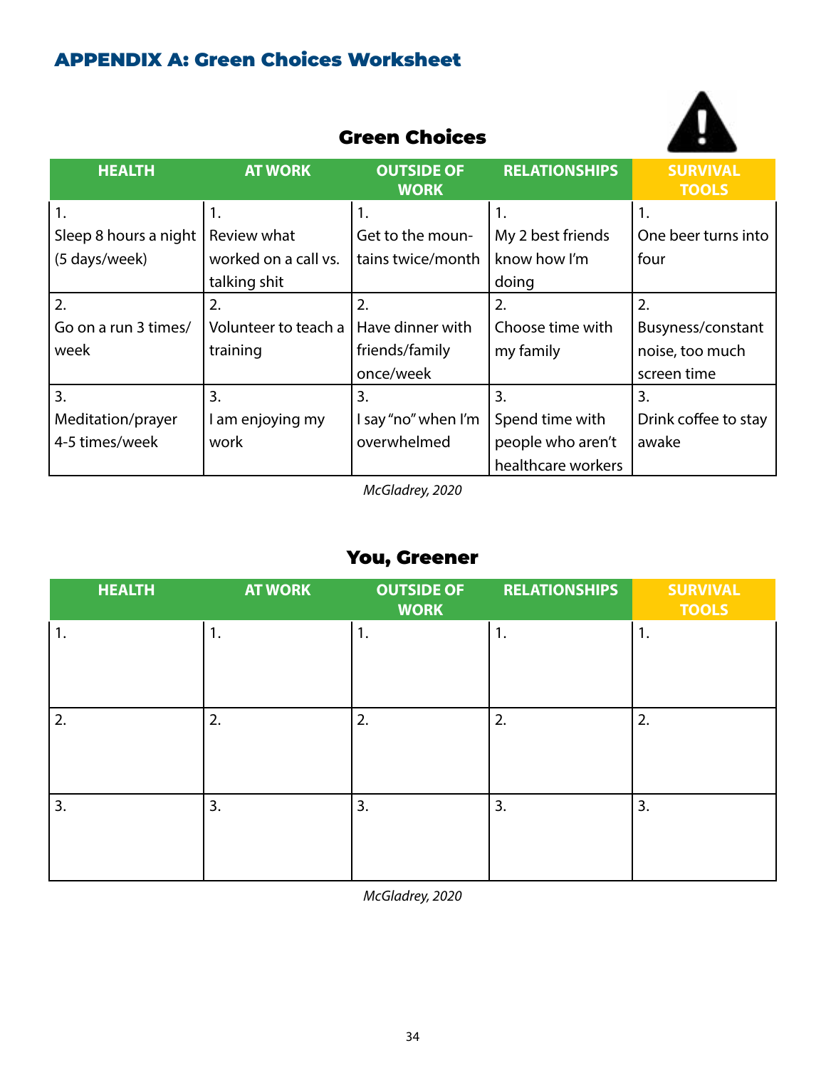## APPENDIX A: Green Choices Worksheet

### Green Choices

| HEALTH | AT WORK | OUTSIDE OF WORK | RELATIONSHIPS | SURVIVAL TOOLS |
|---|---|---|---|---|
| 1. Sleep 8 hours a night (5 days/week) | 1. Review what worked on a call vs. talking shit | 1. Get to the mountains twice/month | 1. My 2 best friends know how I'm doing | 1. One beer turns into four |
| 2. Go on a run 3 times/week | 2. Volunteer to teach a training | 2. Have dinner with friends/family once/week | 2. Choose time with my family | 2. Busyness/constant noise, too much screen time |
| 3. Meditation/prayer 4-5 times/week | 3. I am enjoying my work | 3. I say "no" when I'm overwhelmed | 3. Spend time with people who aren't healthcare workers | 3. Drink coffee to stay awake |

*McGladrey, 2020*

### You, Greener

| HEALTH | AT WORK | OUTSIDE OF WORK | RELATIONSHIPS | SURVIVAL TOOLS |
|---|---|---|---|---|
| 1. | 1. | 1. | 1. | 1. |
| 2. | 2. | 2. | 2. | 2. |
| 3. | 3. | 3. | 3. | 3. |

*McGladrey, 2020*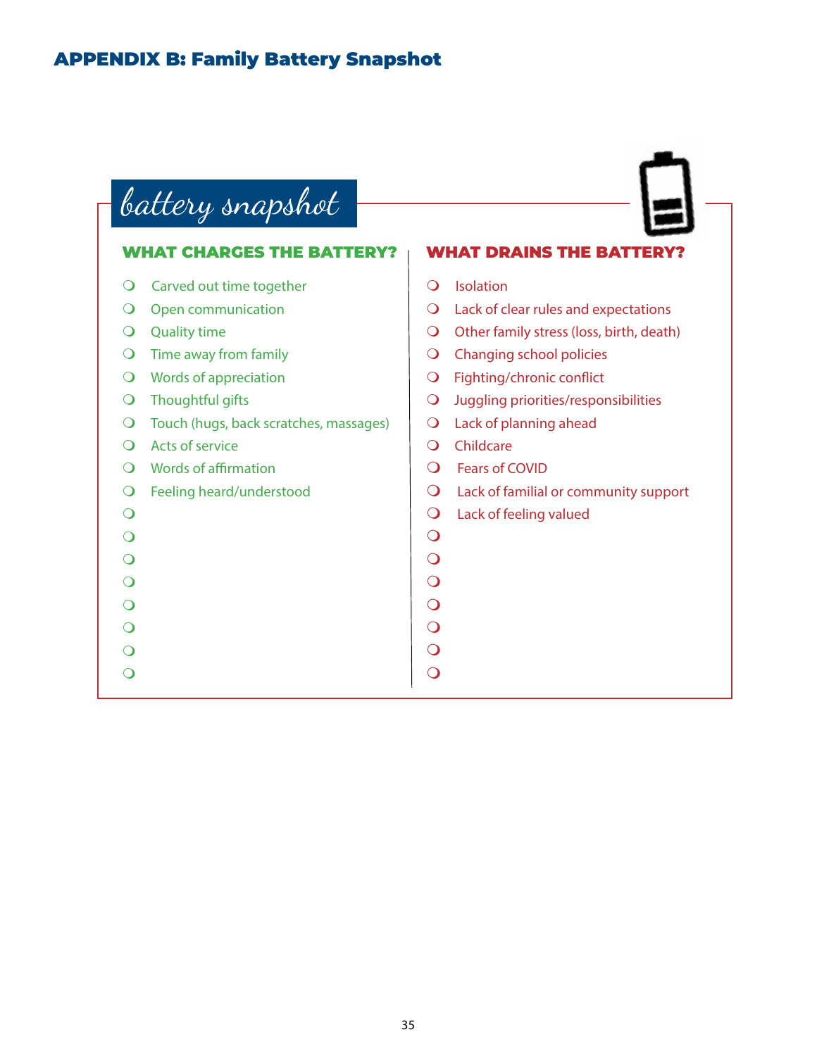## APPENDIX B: Family Battery Snapshot

### battery snapshot

**WHAT CHARGES THE BATTERY?**

- ❍ Carved out time together
- ❍ Open communication
- ❍ Quality time
- ❍ Time away from family
- ❍ Words of appreciation
- ❍ Thoughtful gifts
- ❍ Touch (hugs, back scratches, massages)
- ❍ Acts of service
- ❍ Words of affirmation
- ❍ Feeling heard/understood
- ❍
- ❍
- ❍
- ❍
- ❍
- ❍
- ❍
- ❍

**WHAT DRAINS THE BATTERY?**

- ❍ Isolation
- ❍ Lack of clear rules and expectations
- ❍ Other family stress (loss, birth, death)
- ❍ Changing school policies
- ❍ Fighting/chronic conflict
- ❍ Juggling priorities/responsibilities
- ❍ Lack of planning ahead
- ❍ Childcare
- ❍ Fears of COVID
- ❍ Lack of familial or community support
- ❍ Lack of feeling valued
- ❍
- ❍
- ❍
- ❍
- ❍
- ❍
- ❍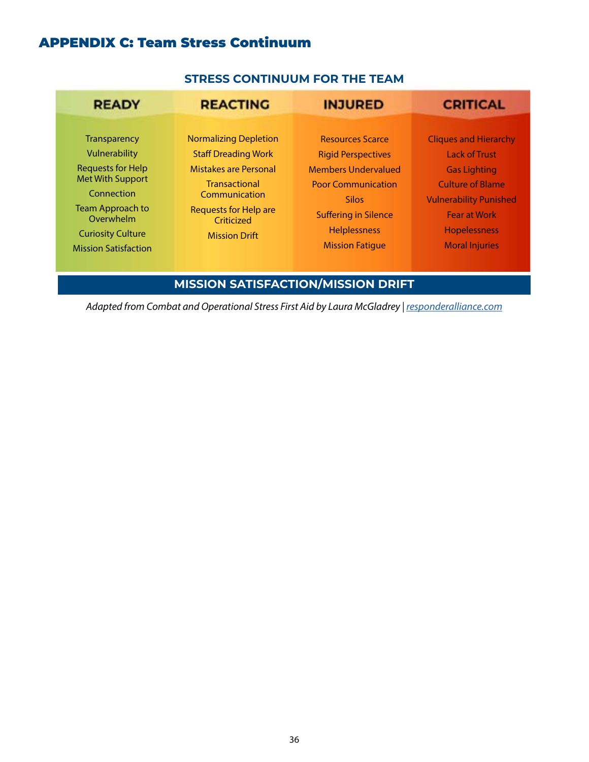# APPENDIX C: Team Stress Continuum

## STRESS CONTINUUM FOR THE TEAM

| READY | REACTING | INJURED | CRITICAL |
|---|---|---|---|
| Transparency | Normalizing Depletion | Resources Scarce | Cliques and Hierarchy |
| Vulnerability | Staff Dreading Work | Rigid Perspectives | Lack of Trust |
| Requests for Help Met With Support | Mistakes are Personal | Members Undervalued | Gas Lighting |
| Connection | Transactional Communication | Poor Communication | Culture of Blame |
| Team Approach to Overwhelm | Requests for Help are Criticized | Silos | Vulnerability Punished |
| Curiosity Culture | Mission Drift | Suffering in Silence | Fear at Work |
| Mission Satisfaction | | Helplessness | Hopelessness |
| | | Mission Fatigue | Moral Injuries |

**MISSION SATISFACTION/MISSION DRIFT**

*Adapted from Combat and Operational Stress First Aid by Laura McGladrey | responderalliance.com*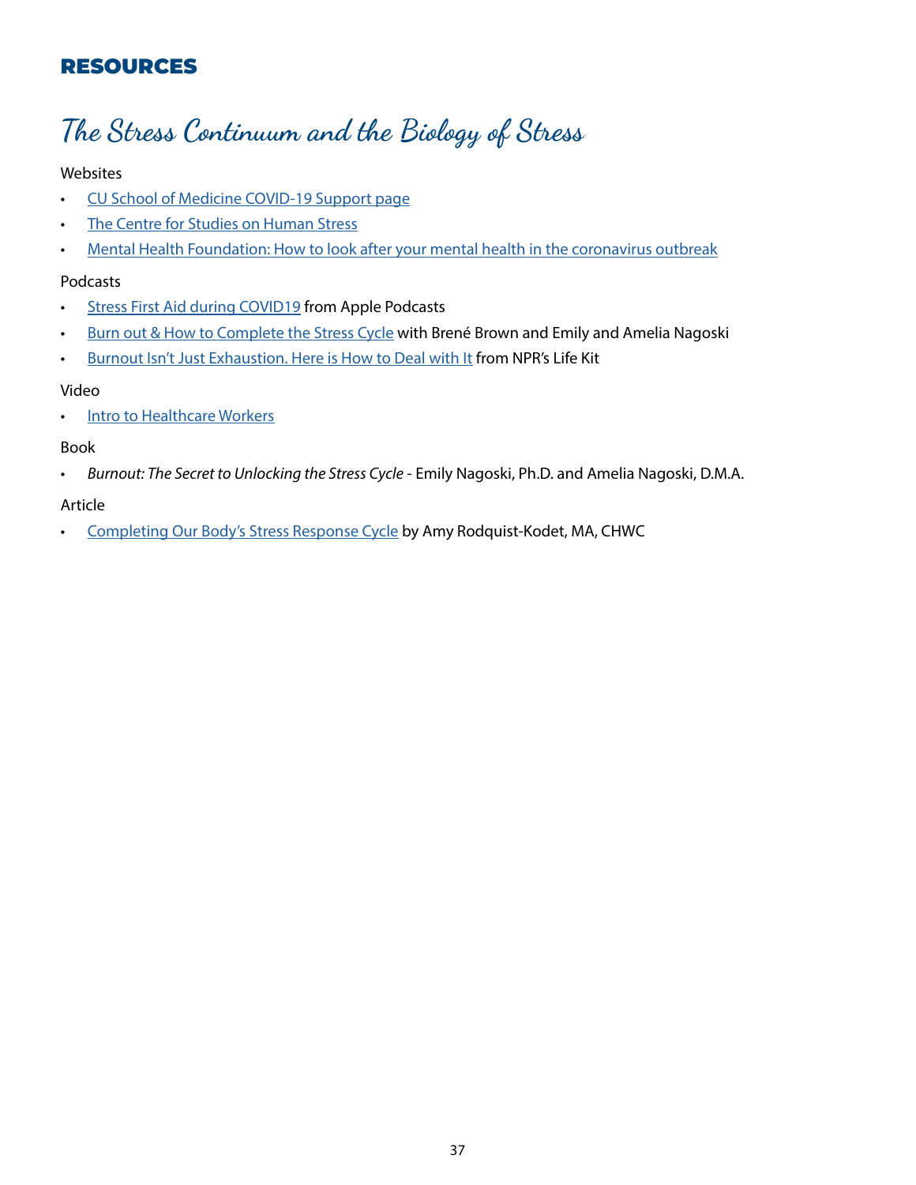## RESOURCES

# The Stress Continuum and the Biology of Stress

Websites

- CU School of Medicine COVID-19 Support page
- The Centre for Studies on Human Stress
- Mental Health Foundation: How to look after your mental health in the coronavirus outbreak

Podcasts

- Stress First Aid during COVID19 from Apple Podcasts
- Burn out & How to Complete the Stress Cycle with Brené Brown and Emily and Amelia Nagoski
- Burnout Isn't Just Exhaustion. Here is How to Deal with It from NPR's Life Kit

Video

- Intro to Healthcare Workers

Book

- *Burnout: The Secret to Unlocking the Stress Cycle* - Emily Nagoski, Ph.D. and Amelia Nagoski, D.M.A.

Article

- Completing Our Body's Stress Response Cycle by Amy Rodquist-Kodet, MA, CHWC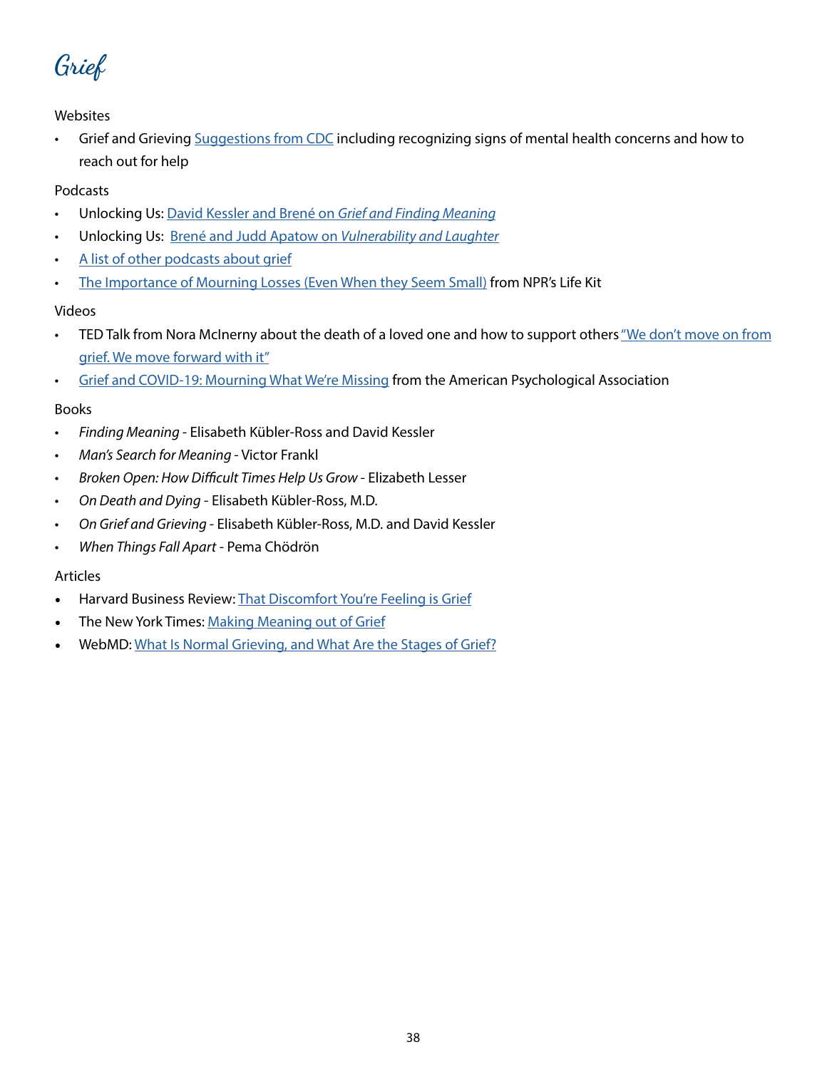# Grief

Websites

- Grief and Grieving Suggestions from CDC including recognizing signs of mental health concerns and how to reach out for help

Podcasts

- Unlocking Us: David Kessler and Brené on *Grief and Finding Meaning*
- Unlocking Us: Brené and Judd Apatow on *Vulnerability and Laughter*
- A list of other podcasts about grief
- The Importance of Mourning Losses (Even When they Seem Small) from NPR's Life Kit

Videos

- TED Talk from Nora McInerny about the death of a loved one and how to support others "We don't move on from grief. We move forward with it"
- Grief and COVID-19: Mourning What We're Missing from the American Psychological Association

Books

- *Finding Meaning* - Elisabeth Kübler-Ross and David Kessler
- *Man's Search for Meaning* - Victor Frankl
- *Broken Open: How Difficult Times Help Us Grow* - Elizabeth Lesser
- *On Death and Dying* - Elisabeth Kübler-Ross, M.D.
- *On Grief and Grieving* - Elisabeth Kübler-Ross, M.D. and David Kessler
- *When Things Fall Apart* - Pema Chödrön

Articles

- Harvard Business Review: That Discomfort You're Feeling is Grief
- The New York Times: Making Meaning out of Grief
- WebMD: What Is Normal Grieving, and What Are the Stages of Grief?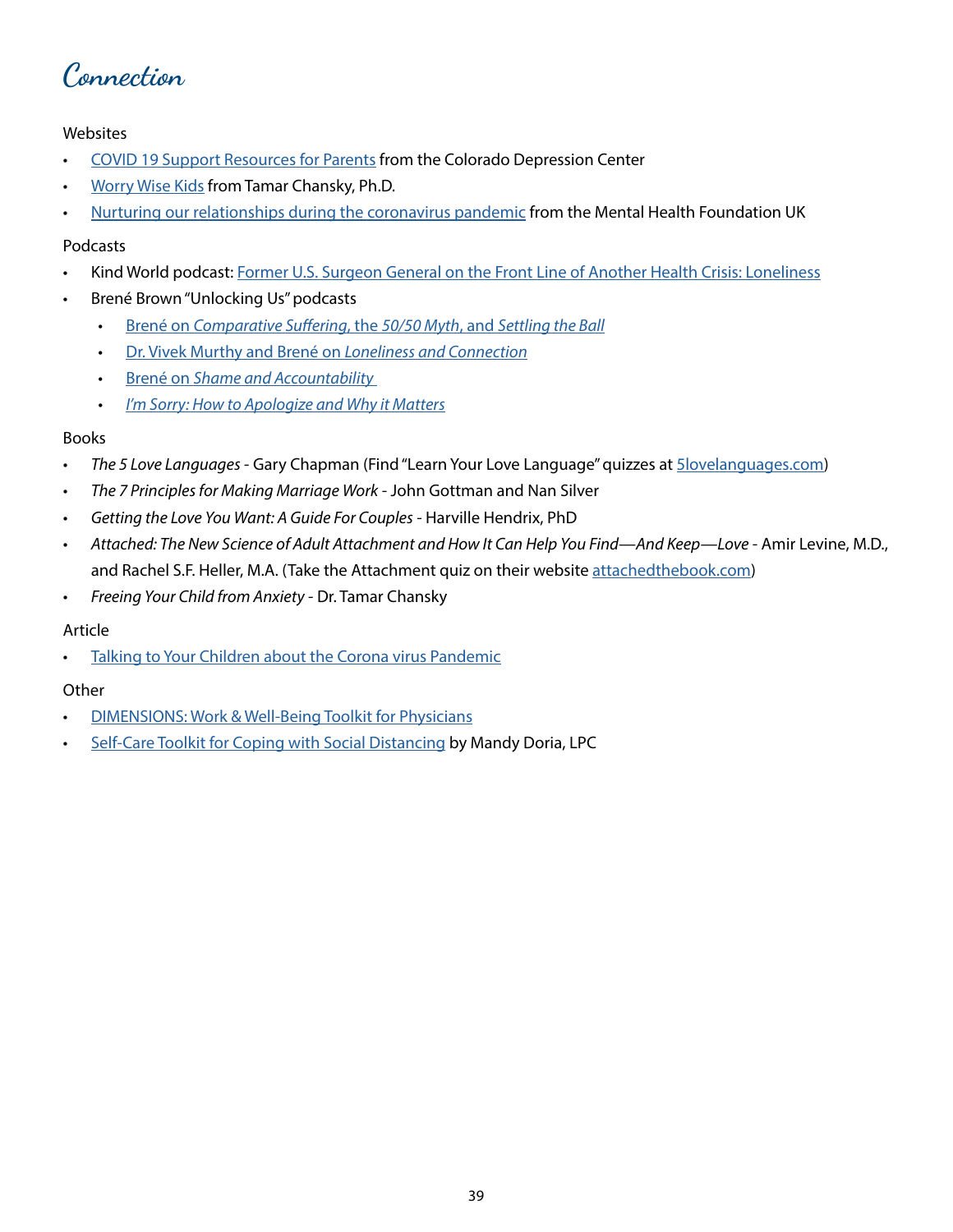# Connection

Websites

- COVID 19 Support Resources for Parents from the Colorado Depression Center
- Worry Wise Kids from Tamar Chansky, Ph.D.
- Nurturing our relationships during the coronavirus pandemic from the Mental Health Foundation UK

Podcasts

- Kind World podcast: Former U.S. Surgeon General on the Front Line of Another Health Crisis: Loneliness
- Brené Brown "Unlocking Us" podcasts
  - Brené on *Comparative Suffering*, the *50/50 Myth*, and *Settling the Ball*
  - Dr. Vivek Murthy and Brené on *Loneliness and Connection*
  - Brené on *Shame and Accountability*
  - *I'm Sorry: How to Apologize and Why it Matters*

Books

- *The 5 Love Languages* - Gary Chapman (Find "Learn Your Love Language" quizzes at 5lovelanguages.com)
- *The 7 Principles for Making Marriage Work* - John Gottman and Nan Silver
- *Getting the Love You Want: A Guide For Couples* - Harville Hendrix, PhD
- *Attached: The New Science of Adult Attachment and How It Can Help You Find—And Keep—Love* - Amir Levine, M.D., and Rachel S.F. Heller, M.A. (Take the Attachment quiz on their website attachedthebook.com)
- *Freeing Your Child from Anxiety* - Dr. Tamar Chansky

Article

- Talking to Your Children about the Corona virus Pandemic

Other

- DIMENSIONS: Work & Well-Being Toolkit for Physicians
- Self-Care Toolkit for Coping with Social Distancing by Mandy Doria, LPC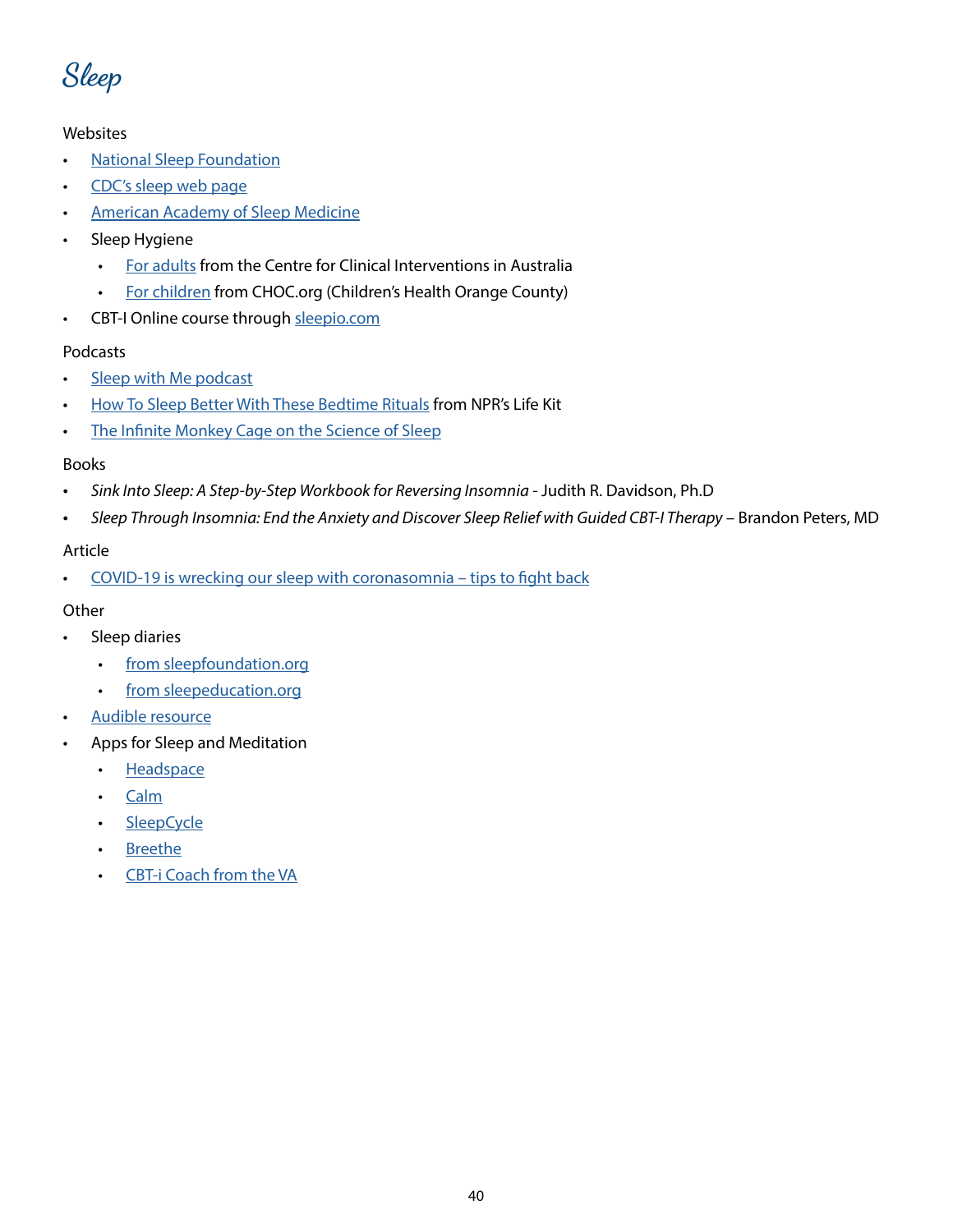# Sleep

Websites

- National Sleep Foundation
- CDC's sleep web page
- American Academy of Sleep Medicine
- Sleep Hygiene
  - For adults from the Centre for Clinical Interventions in Australia
  - For children from CHOC.org (Children's Health Orange County)
- CBT-I Online course through sleepio.com

Podcasts

- Sleep with Me podcast
- How To Sleep Better With These Bedtime Rituals from NPR's Life Kit
- The Infinite Monkey Cage on the Science of Sleep

Books

- *Sink Into Sleep: A Step-by-Step Workbook for Reversing Insomnia* - Judith R. Davidson, Ph.D
- *Sleep Through Insomnia: End the Anxiety and Discover Sleep Relief with Guided CBT-I Therapy* – Brandon Peters, MD

Article

- COVID-19 is wrecking our sleep with coronasomnia – tips to fight back

Other

- Sleep diaries
  - from sleepfoundation.org
  - from sleepeducation.org
- Audible resource
- Apps for Sleep and Meditation
  - Headspace
  - Calm
  - SleepCycle
  - Breethe
  - CBT-i Coach from the VA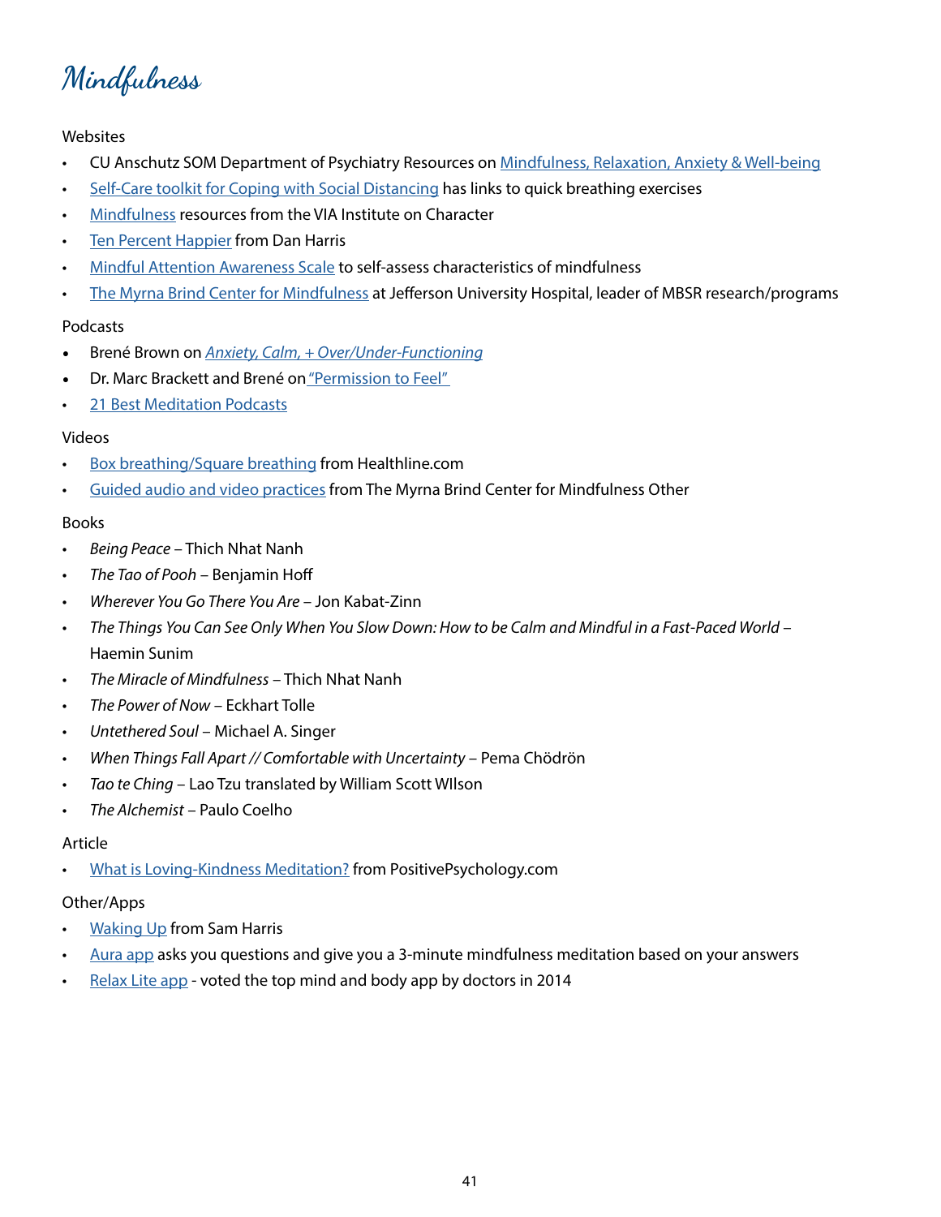# Mindfulness

Websites

- CU Anschutz SOM Department of Psychiatry Resources on Mindfulness, Relaxation, Anxiety & Well-being
- Self-Care toolkit for Coping with Social Distancing has links to quick breathing exercises
- Mindfulness resources from the VIA Institute on Character
- Ten Percent Happier from Dan Harris
- Mindful Attention Awareness Scale to self-assess characteristics of mindfulness
- The Myrna Brind Center for Mindfulness at Jefferson University Hospital, leader of MBSR research/programs

Podcasts

- Brené Brown on *Anxiety, Calm, + Over/Under-Functioning*
- Dr. Marc Brackett and Brené on "Permission to Feel"
- 21 Best Meditation Podcasts

Videos

- Box breathing/Square breathing from Healthline.com
- Guided audio and video practices from The Myrna Brind Center for Mindfulness Other

Books

- *Being Peace* – Thich Nhat Nanh
- *The Tao of Pooh* – Benjamin Hoff
- *Wherever You Go There You Are* – Jon Kabat-Zinn
- *The Things You Can See Only When You Slow Down: How to be Calm and Mindful in a Fast-Paced World* – Haemin Sunim
- *The Miracle of Mindfulness* – Thich Nhat Nanh
- *The Power of Now* – Eckhart Tolle
- *Untethered Soul* – Michael A. Singer
- *When Things Fall Apart // Comfortable with Uncertainty* – Pema Chödrön
- *Tao te Ching* – Lao Tzu translated by William Scott WIlson
- *The Alchemist* – Paulo Coelho

Article

- What is Loving-Kindness Meditation? from PositivePsychology.com

Other/Apps

- Waking Up from Sam Harris
- Aura app asks you questions and give you a 3-minute mindfulness meditation based on your answers
- Relax Lite app - voted the top mind and body app by doctors in 2014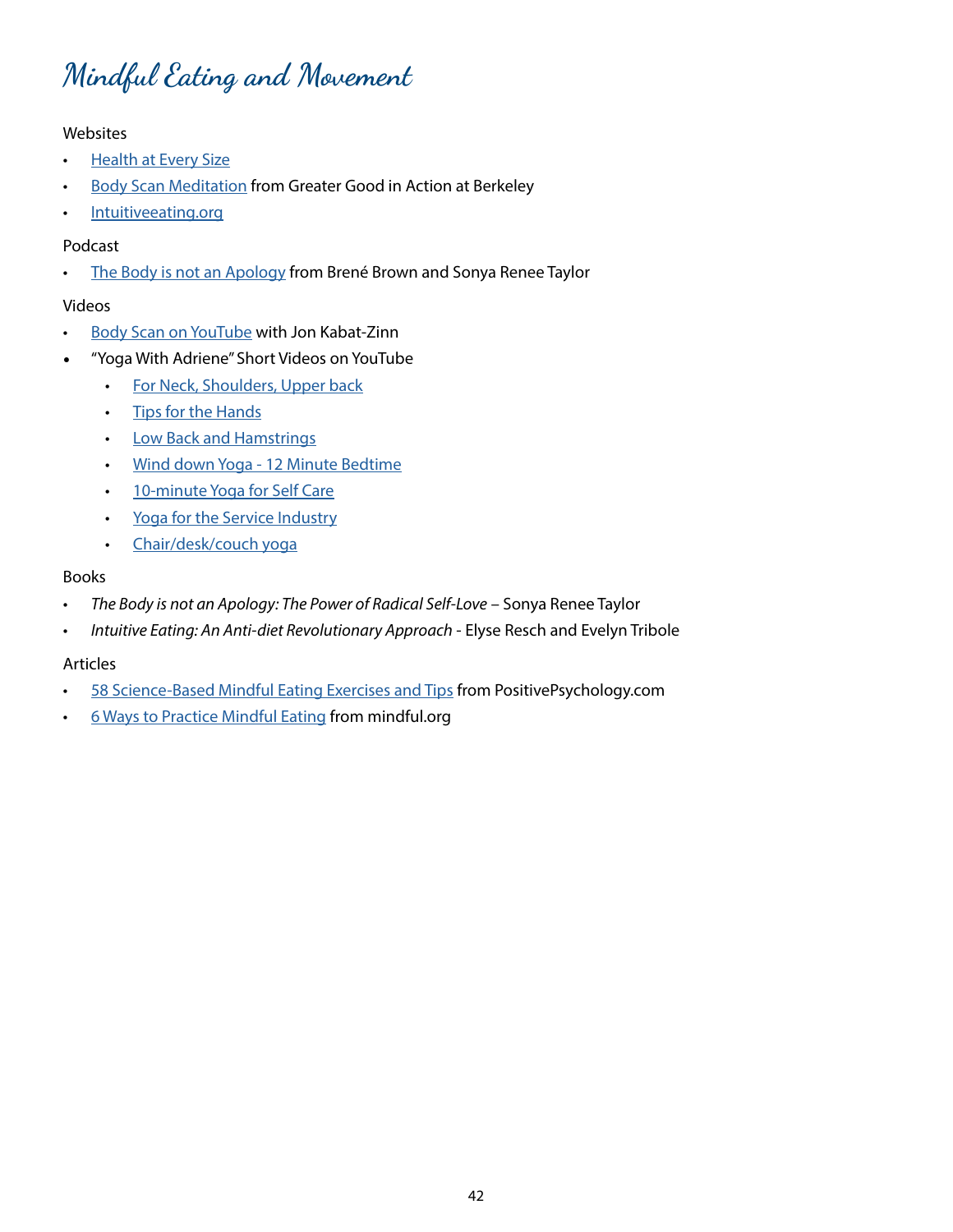# Mindful Eating and Movement

Websites

- Health at Every Size
- Body Scan Meditation from Greater Good in Action at Berkeley
- Intuitiveeating.org

Podcast

- The Body is not an Apology from Brené Brown and Sonya Renee Taylor

Videos

- Body Scan on YouTube with Jon Kabat-Zinn
- "Yoga With Adriene" Short Videos on YouTube
  - For Neck, Shoulders, Upper back
  - Tips for the Hands
  - Low Back and Hamstrings
  - Wind down Yoga - 12 Minute Bedtime
  - 10-minute Yoga for Self Care
  - Yoga for the Service Industry
  - Chair/desk/couch yoga

Books

- *The Body is not an Apology: The Power of Radical Self-Love* – Sonya Renee Taylor
- *Intuitive Eating: An Anti-diet Revolutionary Approach* - Elyse Resch and Evelyn Tribole

Articles

- 58 Science-Based Mindful Eating Exercises and Tips from PositivePsychology.com
- 6 Ways to Practice Mindful Eating from mindful.org